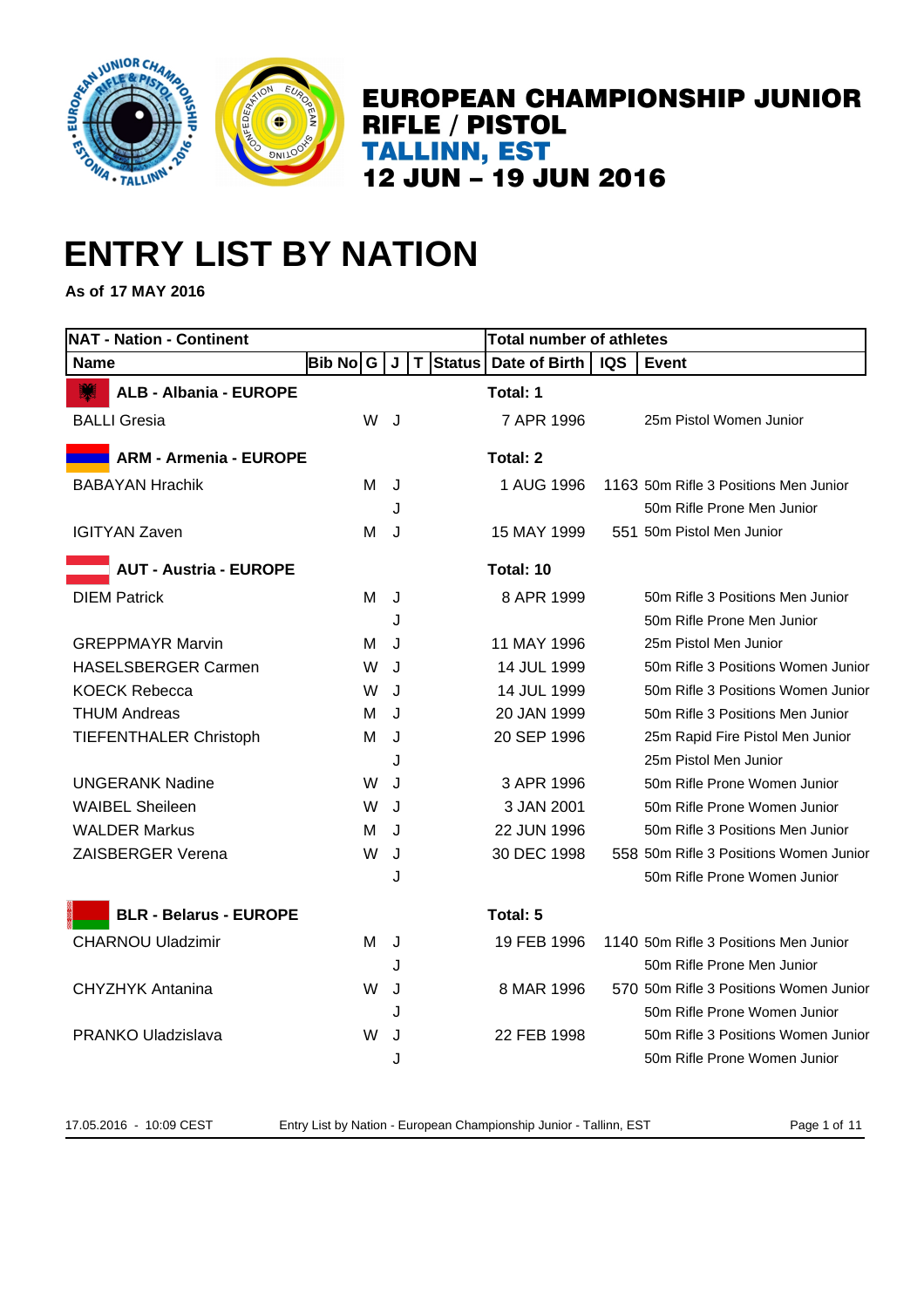# EUROPEAN CHAMPIONSHIP JUNIOR RIFLE / PISTOL

## TALLINN, EST

## 12 JUN – 19 JUN 2016

# ENTRY LIST BY NATION

**As of 17 MAY 2016**

| NAT - Nation - Continent | | | | | | Total number of athletes | | |
|---|---|---|---|---|---|---|---|---|
| **Name** | **Bib No** | **G** | **J** | **T** | **Status** | **Date of Birth** | **IQS** | **Event** |
| **ALB - Albania - EUROPE** | | | | | | **Total: 1** | | |
| BALLI Gresia | | W | J | | | 7 APR 1996 | | 25m Pistol Women Junior |
| **ARM - Armenia - EUROPE** | | | | | | **Total: 2** | | |
| BABAYAN Hrachik | | M | J | | | 1 AUG 1996 | 1163 | 50m Rifle 3 Positions Men Junior |
| | | | J | | | | | 50m Rifle Prone Men Junior |
| IGITYAN Zaven | | M | J | | | 15 MAY 1999 | 551 | 50m Pistol Men Junior |
| **AUT - Austria - EUROPE** | | | | | | **Total: 10** | | |
| DIEM Patrick | | M | J | | | 8 APR 1999 | | 50m Rifle 3 Positions Men Junior |
| | | | J | | | | | 50m Rifle Prone Men Junior |
| GREPPMAYR Marvin | | M | J | | | 11 MAY 1996 | | 25m Pistol Men Junior |
| HASELSBERGER Carmen | | W | J | | | 14 JUL 1999 | | 50m Rifle 3 Positions Women Junior |
| KOECK Rebecca | | W | J | | | 14 JUL 1999 | | 50m Rifle 3 Positions Women Junior |
| THUM Andreas | | M | J | | | 20 JAN 1999 | | 50m Rifle 3 Positions Men Junior |
| TIEFENTHALER Christoph | | M | J | | | 20 SEP 1996 | | 25m Rapid Fire Pistol Men Junior |
| | | | J | | | | | 25m Pistol Men Junior |
| UNGERANK Nadine | | W | J | | | 3 APR 1996 | | 50m Rifle Prone Women Junior |
| WAIBEL Sheileen | | W | J | | | 3 JAN 2001 | | 50m Rifle Prone Women Junior |
| WALDER Markus | | M | J | | | 22 JUN 1996 | | 50m Rifle 3 Positions Men Junior |
| ZAISBERGER Verena | | W | J | | | 30 DEC 1998 | 558 | 50m Rifle 3 Positions Women Junior |
| | | | J | | | | | 50m Rifle Prone Women Junior |
| **BLR - Belarus - EUROPE** | | | | | | **Total: 5** | | |
| CHARNOU Uladzimir | | M | J | | | 19 FEB 1996 | 1140 | 50m Rifle 3 Positions Men Junior |
| | | | J | | | | | 50m Rifle Prone Men Junior |
| CHYZHYK Antanina | | W | J | | | 8 MAR 1996 | 570 | 50m Rifle 3 Positions Women Junior |
| | | | J | | | | | 50m Rifle Prone Women Junior |
| PRANKO Uladzislava | | W | J | | | 22 FEB 1998 | | 50m Rifle 3 Positions Women Junior |
| | | | J | | | | | 50m Rifle Prone Women Junior |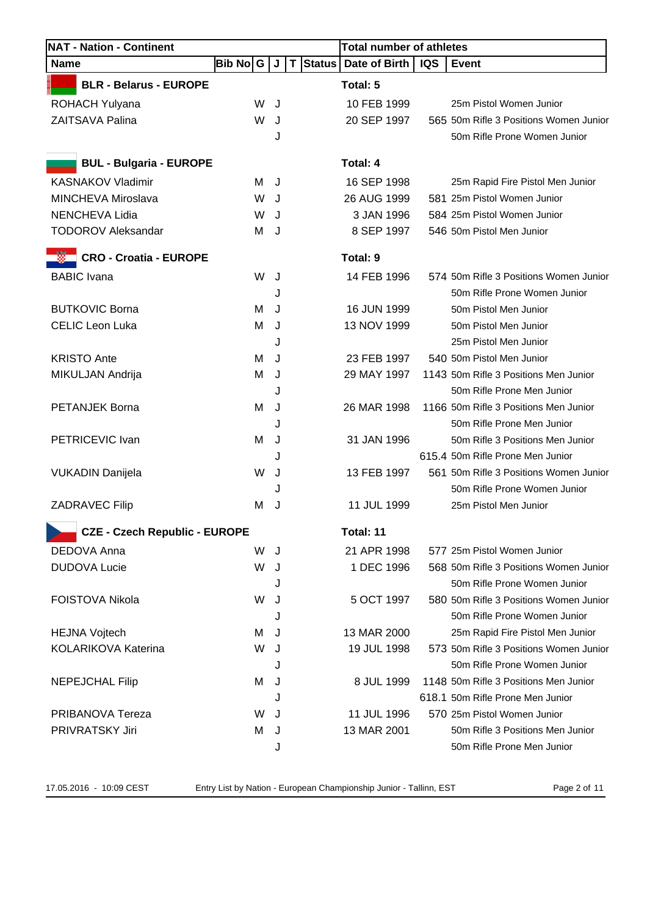| NAT - Nation - Continent | | | | | | Total number of athletes | | |
|---|---|---|---|---|---|---|---|---|
| Name | Bib No | G | J | T | Status | Date of Birth | IQS | Event |
| **BLR - Belarus - EUROPE** | | | | | | **Total: 5** | | |
| ROHACH Yulyana | | W | J | | | 10 FEB 1999 | | 25m Pistol Women Junior |
| ZAITSAVA Palina | | W | J | | | 20 SEP 1997 | 565 | 50m Rifle 3 Positions Women Junior |
| | | | J | | | | | 50m Rifle Prone Women Junior |
| **BUL - Bulgaria - EUROPE** | | | | | | **Total: 4** | | |
| KASNAKOV Vladimir | | M | J | | | 16 SEP 1998 | | 25m Rapid Fire Pistol Men Junior |
| MINCHEVA Miroslava | | W | J | | | 26 AUG 1999 | 581 | 25m Pistol Women Junior |
| NENCHEVA Lidia | | W | J | | | 3 JAN 1996 | 584 | 25m Pistol Women Junior |
| TODOROV Aleksandar | | M | J | | | 8 SEP 1997 | 546 | 50m Pistol Men Junior |
| **CRO - Croatia - EUROPE** | | | | | | **Total: 9** | | |
| BABIC Ivana | | W | J | | | 14 FEB 1996 | 574 | 50m Rifle 3 Positions Women Junior |
| | | | J | | | | | 50m Rifle Prone Women Junior |
| BUTKOVIC Borna | | M | J | | | 16 JUN 1999 | | 50m Pistol Men Junior |
| CELIC Leon Luka | | M | J | | | 13 NOV 1999 | | 50m Pistol Men Junior |
| | | | J | | | | | 25m Pistol Men Junior |
| KRISTO Ante | | M | J | | | 23 FEB 1997 | 540 | 50m Pistol Men Junior |
| MIKULJAN Andrija | | M | J | | | 29 MAY 1997 | 1143 | 50m Rifle 3 Positions Men Junior |
| | | | J | | | | | 50m Rifle Prone Men Junior |
| PETANJEK Borna | | M | J | | | 26 MAR 1998 | 1166 | 50m Rifle 3 Positions Men Junior |
| | | | J | | | | | 50m Rifle Prone Men Junior |
| PETRICEVIC Ivan | | M | J | | | 31 JAN 1996 | | 50m Rifle 3 Positions Men Junior |
| | | | J | | | | 615.4 | 50m Rifle Prone Men Junior |
| VUKADIN Danijela | | W | J | | | 13 FEB 1997 | 561 | 50m Rifle 3 Positions Women Junior |
| | | | J | | | | | 50m Rifle Prone Women Junior |
| ZADRAVEC Filip | | M | J | | | 11 JUL 1999 | | 25m Pistol Men Junior |
| **CZE - Czech Republic - EUROPE** | | | | | | **Total: 11** | | |
| DEDOVA Anna | | W | J | | | 21 APR 1998 | 577 | 25m Pistol Women Junior |
| DUDOVA Lucie | | W | J | | | 1 DEC 1996 | 568 | 50m Rifle 3 Positions Women Junior |
| | | | J | | | | | 50m Rifle Prone Women Junior |
| FOISTOVA Nikola | | W | J | | | 5 OCT 1997 | 580 | 50m Rifle 3 Positions Women Junior |
| | | | J | | | | | 50m Rifle Prone Women Junior |
| HEJNA Vojtech | | M | J | | | 13 MAR 2000 | | 25m Rapid Fire Pistol Men Junior |
| KOLARIKOVA Katerina | | W | J | | | 19 JUL 1998 | 573 | 50m Rifle 3 Positions Women Junior |
| | | | J | | | | | 50m Rifle Prone Women Junior |
| NEPEJCHAL Filip | | M | J | | | 8 JUL 1999 | 1148 | 50m Rifle 3 Positions Men Junior |
| | | | J | | | | 618.1 | 50m Rifle Prone Men Junior |
| PRIBANOVA Tereza | | W | J | | | 11 JUL 1996 | 570 | 25m Pistol Women Junior |
| PRIVRATSKY Jiri | | M | J | | | 13 MAR 2001 | | 50m Rifle 3 Positions Men Junior |
| | | | J | | | | | 50m Rifle Prone Men Junior |

17.05.2016 - 10:09 CEST Entry List by Nation - European Championship Junior - Tallinn, EST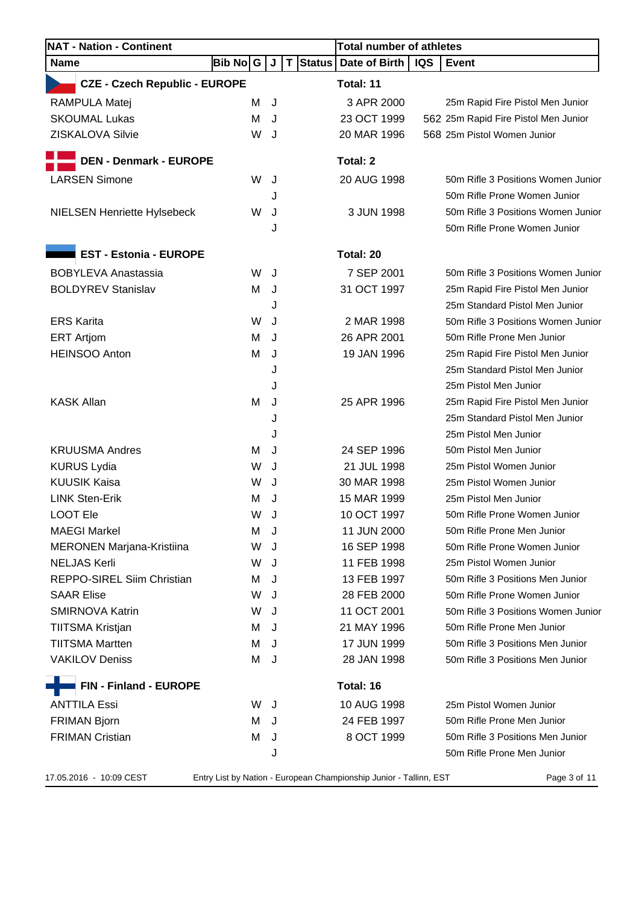| NAT - Nation - Continent | | | | | | Total number of athletes | | |
|---|---|---|---|---|---|---|---|---|
| **Name** | **Bib No** | **G** | **J** | **T** | **Status** | **Date of Birth** | **IQS** | **Event** |
| **CZE - Czech Republic - EUROPE** | | | | | | **Total: 11** | | |
| RAMPULA Matej | | M | J | | | 3 APR 2000 | | 25m Rapid Fire Pistol Men Junior |
| SKOUMAL Lukas | | M | J | | | 23 OCT 1999 | 562 | 25m Rapid Fire Pistol Men Junior |
| ZISKALOVA Silvie | | W | J | | | 20 MAR 1996 | 568 | 25m Pistol Women Junior |
| **DEN - Denmark - EUROPE** | | | | | | **Total: 2** | | |
| LARSEN Simone | | W | J | | | 20 AUG 1998 | | 50m Rifle 3 Positions Women Junior |
| | | | J | | | | | 50m Rifle Prone Women Junior |
| NIELSEN Henriette Hylsebeck | | W | J | | | 3 JUN 1998 | | 50m Rifle 3 Positions Women Junior |
| | | | J | | | | | 50m Rifle Prone Women Junior |
| **EST - Estonia - EUROPE** | | | | | | **Total: 20** | | |
| BOBYLEVA Anastassia | | W | J | | | 7 SEP 2001 | | 50m Rifle 3 Positions Women Junior |
| BOLDYREV Stanislav | | M | J | | | 31 OCT 1997 | | 25m Rapid Fire Pistol Men Junior |
| | | | J | | | | | 25m Standard Pistol Men Junior |
| ERS Karita | | W | J | | | 2 MAR 1998 | | 50m Rifle 3 Positions Women Junior |
| ERT Artjom | | M | J | | | 26 APR 2001 | | 50m Rifle Prone Men Junior |
| HEINSOO Anton | | M | J | | | 19 JAN 1996 | | 25m Rapid Fire Pistol Men Junior |
| | | | J | | | | | 25m Standard Pistol Men Junior |
| | | | J | | | | | 25m Pistol Men Junior |
| KASK Allan | | M | J | | | 25 APR 1996 | | 25m Rapid Fire Pistol Men Junior |
| | | | J | | | | | 25m Standard Pistol Men Junior |
| | | | J | | | | | 25m Pistol Men Junior |
| KRUUSMA Andres | | M | J | | | 24 SEP 1996 | | 50m Pistol Men Junior |
| KURUS Lydia | | W | J | | | 21 JUL 1998 | | 25m Pistol Women Junior |
| KUUSIK Kaisa | | W | J | | | 30 MAR 1998 | | 25m Pistol Women Junior |
| LINK Sten-Erik | | M | J | | | 15 MAR 1999 | | 25m Pistol Men Junior |
| LOOT Ele | | W | J | | | 10 OCT 1997 | | 50m Rifle Prone Women Junior |
| MAEGI Markel | | M | J | | | 11 JUN 2000 | | 50m Rifle Prone Men Junior |
| MERONEN Marjana-Kristiina | | W | J | | | 16 SEP 1998 | | 50m Rifle Prone Women Junior |
| NELJAS Kerli | | W | J | | | 11 FEB 1998 | | 25m Pistol Women Junior |
| REPPO-SIREL Siim Christian | | M | J | | | 13 FEB 1997 | | 50m Rifle 3 Positions Men Junior |
| SAAR Elise | | W | J | | | 28 FEB 2000 | | 50m Rifle Prone Women Junior |
| SMIRNOVA Katrin | | W | J | | | 11 OCT 2001 | | 50m Rifle 3 Positions Women Junior |
| TIITSMA Kristjan | | M | J | | | 21 MAY 1996 | | 50m Rifle Prone Men Junior |
| TIITSMA Martten | | M | J | | | 17 JUN 1999 | | 50m Rifle 3 Positions Men Junior |
| VAKILOV Deniss | | M | J | | | 28 JAN 1998 | | 50m Rifle 3 Positions Men Junior |
| **FIN - Finland - EUROPE** | | | | | | **Total: 16** | | |
| ANTTILA Essi | | W | J | | | 10 AUG 1998 | | 25m Pistol Women Junior |
| FRIMAN Bjorn | | M | J | | | 24 FEB 1997 | | 50m Rifle Prone Men Junior |
| FRIMAN Cristian | | M | J | | | 8 OCT 1999 | | 50m Rifle 3 Positions Men Junior |
| | | | J | | | | | 50m Rifle Prone Men Junior |

17.05.2016 - 10:09 CEST    Entry List by Nation - European Championship Junior - Tallinn, EST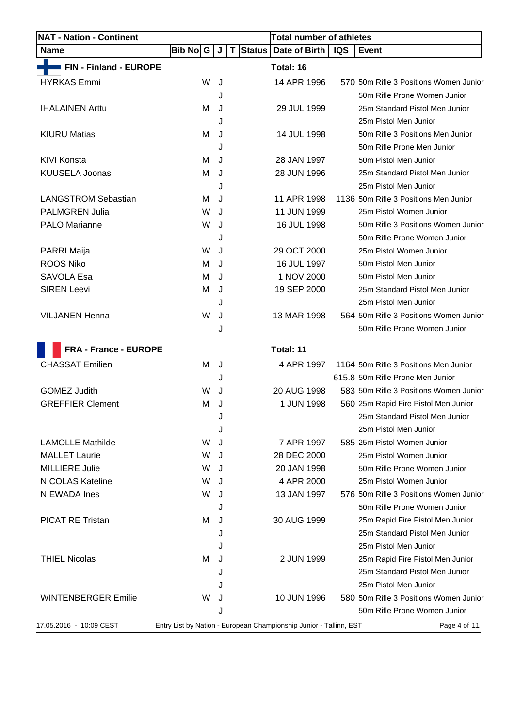| NAT - Nation - Continent | | | | | | Total number of athletes | | |
|---|---|---|---|---|---|---|---|---|
| **Name** | **Bib No** | **G** | **J** | **T** | **Status** | **Date of Birth** | **IQS** | **Event** |
| **FIN - Finland - EUROPE** | | | | | | **Total: 16** | | |
| HYRKAS Emmi | | W | J | | | 14 APR 1996 | 570 | 50m Rifle 3 Positions Women Junior |
| | | | J | | | | | 50m Rifle Prone Women Junior |
| IHALAINEN Arttu | | M | J | | | 29 JUL 1999 | | 25m Standard Pistol Men Junior |
| | | | J | | | | | 25m Pistol Men Junior |
| KIURU Matias | | M | J | | | 14 JUL 1998 | | 50m Rifle 3 Positions Men Junior |
| | | | J | | | | | 50m Rifle Prone Men Junior |
| KIVI Konsta | | M | J | | | 28 JAN 1997 | | 50m Pistol Men Junior |
| KUUSELA Joonas | | M | J | | | 28 JUN 1996 | | 25m Standard Pistol Men Junior |
| | | | J | | | | | 25m Pistol Men Junior |
| LANGSTROM Sebastian | | M | J | | | 11 APR 1998 | 1136 | 50m Rifle 3 Positions Men Junior |
| PALMGREN Julia | | W | J | | | 11 JUN 1999 | | 25m Pistol Women Junior |
| PALO Marianne | | W | J | | | 16 JUL 1998 | | 50m Rifle 3 Positions Women Junior |
| | | | J | | | | | 50m Rifle Prone Women Junior |
| PARRI Maija | | W | J | | | 29 OCT 2000 | | 25m Pistol Women Junior |
| ROOS Niko | | M | J | | | 16 JUL 1997 | | 50m Pistol Men Junior |
| SAVOLA Esa | | M | J | | | 1 NOV 2000 | | 50m Pistol Men Junior |
| SIREN Leevi | | M | J | | | 19 SEP 2000 | | 25m Standard Pistol Men Junior |
| | | | J | | | | | 25m Pistol Men Junior |
| VILJANEN Henna | | W | J | | | 13 MAR 1998 | 564 | 50m Rifle 3 Positions Women Junior |
| | | | J | | | | | 50m Rifle Prone Women Junior |
| **FRA - France - EUROPE** | | | | | | **Total: 11** | | |
| CHASSAT Emilien | | M | J | | | 4 APR 1997 | 1164 | 50m Rifle 3 Positions Men Junior |
| | | | J | | | | 615.8 | 50m Rifle Prone Men Junior |
| GOMEZ Judith | | W | J | | | 20 AUG 1998 | 583 | 50m Rifle 3 Positions Women Junior |
| GREFFIER Clement | | M | J | | | 1 JUN 1998 | 560 | 25m Rapid Fire Pistol Men Junior |
| | | | J | | | | | 25m Standard Pistol Men Junior |
| | | | J | | | | | 25m Pistol Men Junior |
| LAMOLLE Mathilde | | W | J | | | 7 APR 1997 | 585 | 25m Pistol Women Junior |
| MALLET Laurie | | W | J | | | 28 DEC 2000 | | 25m Pistol Women Junior |
| MILLIERE Julie | | W | J | | | 20 JAN 1998 | | 50m Rifle Prone Women Junior |
| NICOLAS Kateline | | W | J | | | 4 APR 2000 | | 25m Pistol Women Junior |
| NIEWADA Ines | | W | J | | | 13 JAN 1997 | 576 | 50m Rifle 3 Positions Women Junior |
| | | | J | | | | | 50m Rifle Prone Women Junior |
| PICAT RE Tristan | | M | J | | | 30 AUG 1999 | | 25m Rapid Fire Pistol Men Junior |
| | | | J | | | | | 25m Standard Pistol Men Junior |
| | | | J | | | | | 25m Pistol Men Junior |
| THIEL Nicolas | | M | J | | | 2 JUN 1999 | | 25m Rapid Fire Pistol Men Junior |
| | | | J | | | | | 25m Standard Pistol Men Junior |
| | | | J | | | | | 25m Pistol Men Junior |
| WINTENBERGER Emilie | | W | J | | | 10 JUN 1996 | 580 | 50m Rifle 3 Positions Women Junior |
| | | | J | | | | | 50m Rifle Prone Women Junior |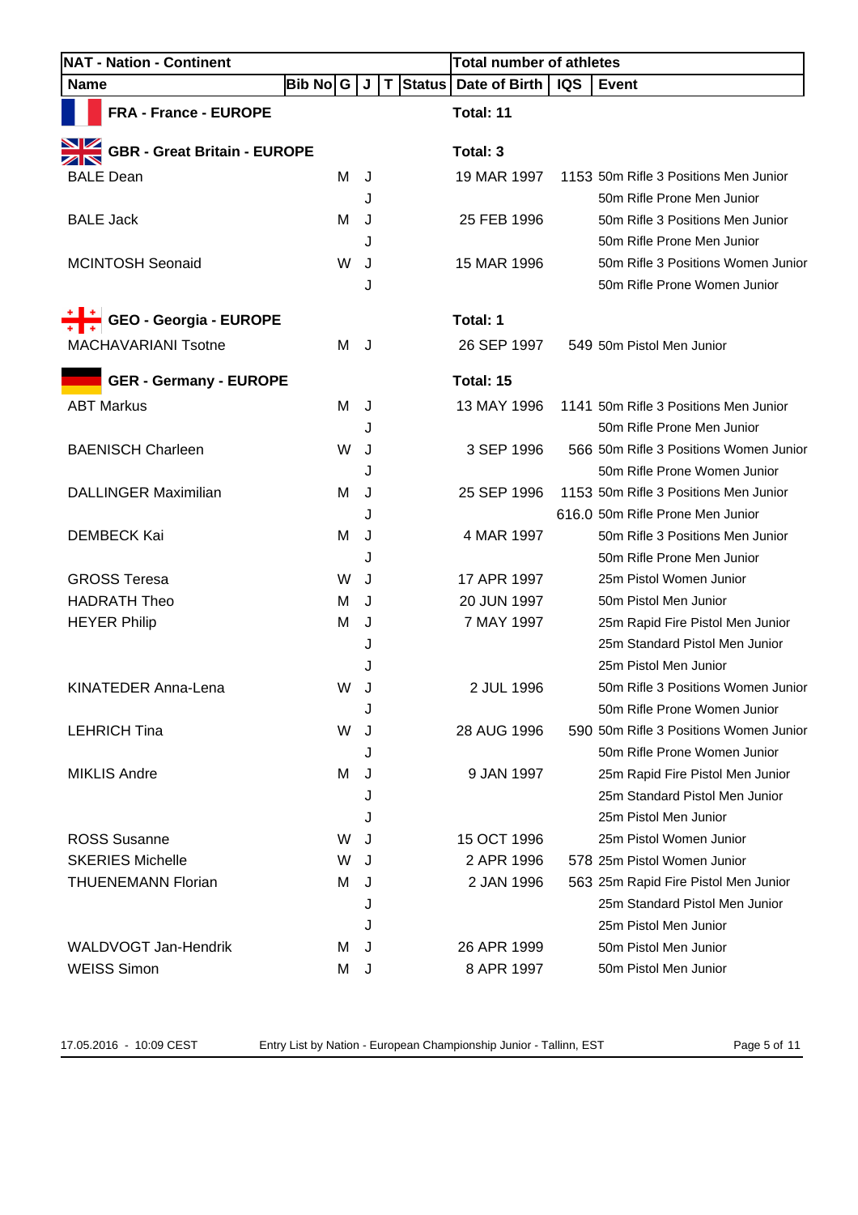| NAT - Nation - Continent | | | | | | Total number of athletes | | |
|---|---|---|---|---|---|---|---|---|
| Name | Bib No | G | J | T | Status | Date of Birth | IQS | Event |
| **FRA - France - EUROPE** | | | | | | **Total: 11** | | |
| **GBR - Great Britain - EUROPE** | | | | | | **Total: 3** | | |
| BALE Dean | | M | J | | | 19 MAR 1997 | 1153 | 50m Rifle 3 Positions Men Junior |
| | | | J | | | | | 50m Rifle Prone Men Junior |
| BALE Jack | | M | J | | | 25 FEB 1996 | | 50m Rifle 3 Positions Men Junior |
| | | | J | | | | | 50m Rifle Prone Men Junior |
| MCINTOSH Seonaid | | W | J | | | 15 MAR 1996 | | 50m Rifle 3 Positions Women Junior |
| | | | J | | | | | 50m Rifle Prone Women Junior |
| **GEO - Georgia - EUROPE** | | | | | | **Total: 1** | | |
| MACHAVARIANI Tsotne | | M | J | | | 26 SEP 1997 | 549 | 50m Pistol Men Junior |
| **GER - Germany - EUROPE** | | | | | | **Total: 15** | | |
| ABT Markus | | M | J | | | 13 MAY 1996 | 1141 | 50m Rifle 3 Positions Men Junior |
| | | | J | | | | | 50m Rifle Prone Men Junior |
| BAENISCH Charleen | | W | J | | | 3 SEP 1996 | 566 | 50m Rifle 3 Positions Women Junior |
| | | | J | | | | | 50m Rifle Prone Women Junior |
| DALLINGER Maximilian | | M | J | | | 25 SEP 1996 | 1153 | 50m Rifle 3 Positions Men Junior |
| | | | J | | | | 616.0 | 50m Rifle Prone Men Junior |
| DEMBECK Kai | | M | J | | | 4 MAR 1997 | | 50m Rifle 3 Positions Men Junior |
| | | | J | | | | | 50m Rifle Prone Men Junior |
| GROSS Teresa | | W | J | | | 17 APR 1997 | | 25m Pistol Women Junior |
| HADRATH Theo | | M | J | | | 20 JUN 1997 | | 50m Pistol Men Junior |
| HEYER Philip | | M | J | | | 7 MAY 1997 | | 25m Rapid Fire Pistol Men Junior |
| | | | J | | | | | 25m Standard Pistol Men Junior |
| | | | J | | | | | 25m Pistol Men Junior |
| KINATEDER Anna-Lena | | W | J | | | 2 JUL 1996 | | 50m Rifle 3 Positions Women Junior |
| | | | J | | | | | 50m Rifle Prone Women Junior |
| LEHRICH Tina | | W | J | | | 28 AUG 1996 | 590 | 50m Rifle 3 Positions Women Junior |
| | | | J | | | | | 50m Rifle Prone Women Junior |
| MIKLIS Andre | | M | J | | | 9 JAN 1997 | | 25m Rapid Fire Pistol Men Junior |
| | | | J | | | | | 25m Standard Pistol Men Junior |
| | | | J | | | | | 25m Pistol Men Junior |
| ROSS Susanne | | W | J | | | 15 OCT 1996 | | 25m Pistol Women Junior |
| SKERIES Michelle | | W | J | | | 2 APR 1996 | 578 | 25m Pistol Women Junior |
| THUENEMANN Florian | | M | J | | | 2 JAN 1996 | 563 | 25m Rapid Fire Pistol Men Junior |
| | | | J | | | | | 25m Standard Pistol Men Junior |
| | | | J | | | | | 25m Pistol Men Junior |
| WALDVOGT Jan-Hendrik | | M | J | | | 26 APR 1999 | | 50m Pistol Men Junior |
| WEISS Simon | | M | J | | | 8 APR 1997 | | 50m Pistol Men Junior |

17.05.2016 - 10:09 CEST    Entry List by Nation - European Championship Junior - Tallinn, EST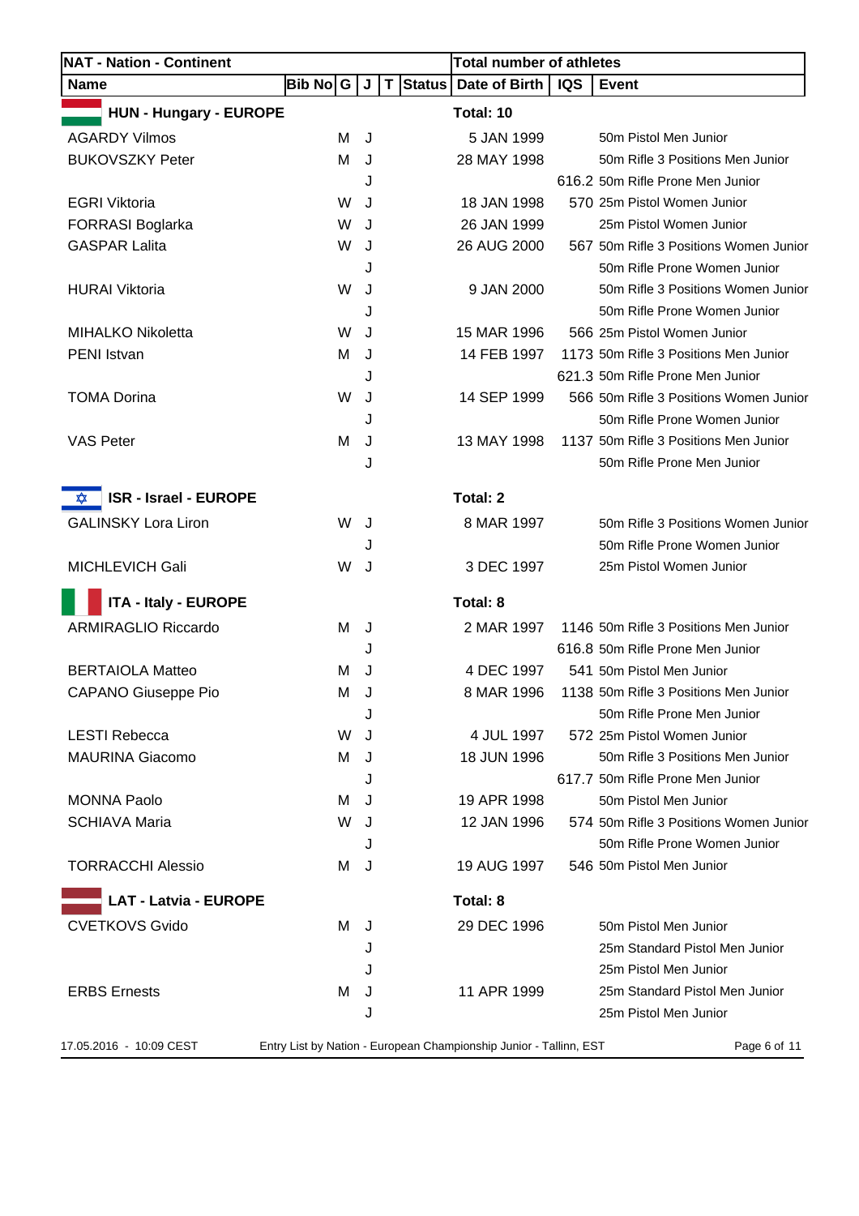| NAT - Nation - Continent | | | | | | Total number of athletes | | |
|---|---|---|---|---|---|---|---|---|
| **Name** | **Bib No** | **G** | **J** | **T** | **Status** | **Date of Birth** | **IQS** | **Event** |
| **HUN - Hungary - EUROPE** | | | | | | **Total: 10** | | |
| AGARDY Vilmos | | M | J | | | 5 JAN 1999 | | 50m Pistol Men Junior |
| BUKOVSZKY Peter | | M | J | | | 28 MAY 1998 | | 50m Rifle 3 Positions Men Junior |
| | | | J | | | | 616.2 | 50m Rifle Prone Men Junior |
| EGRI Viktoria | | W | J | | | 18 JAN 1998 | 570 | 25m Pistol Women Junior |
| FORRASI Boglarka | | W | J | | | 26 JAN 1999 | | 25m Pistol Women Junior |
| GASPAR Lalita | | W | J | | | 26 AUG 2000 | 567 | 50m Rifle 3 Positions Women Junior |
| | | | J | | | | | 50m Rifle Prone Women Junior |
| HURAI Viktoria | | W | J | | | 9 JAN 2000 | | 50m Rifle 3 Positions Women Junior |
| | | | J | | | | | 50m Rifle Prone Women Junior |
| MIHALKO Nikoletta | | W | J | | | 15 MAR 1996 | 566 | 25m Pistol Women Junior |
| PENI Istvan | | M | J | | | 14 FEB 1997 | 1173 | 50m Rifle 3 Positions Men Junior |
| | | | J | | | | 621.3 | 50m Rifle Prone Men Junior |
| TOMA Dorina | | W | J | | | 14 SEP 1999 | 566 | 50m Rifle 3 Positions Women Junior |
| | | | J | | | | | 50m Rifle Prone Women Junior |
| VAS Peter | | M | J | | | 13 MAY 1998 | 1137 | 50m Rifle 3 Positions Men Junior |
| | | | J | | | | | 50m Rifle Prone Men Junior |
| **ISR - Israel - EUROPE** | | | | | | **Total: 2** | | |
| GALINSKY Lora Liron | | W | J | | | 8 MAR 1997 | | 50m Rifle 3 Positions Women Junior |
| | | | J | | | | | 50m Rifle Prone Women Junior |
| MICHLEVICH Gali | | W | J | | | 3 DEC 1997 | | 25m Pistol Women Junior |
| **ITA - Italy - EUROPE** | | | | | | **Total: 8** | | |
| ARMIRAGLIO Riccardo | | M | J | | | 2 MAR 1997 | 1146 | 50m Rifle 3 Positions Men Junior |
| | | | J | | | | 616.8 | 50m Rifle Prone Men Junior |
| BERTAIOLA Matteo | | M | J | | | 4 DEC 1997 | 541 | 50m Pistol Men Junior |
| CAPANO Giuseppe Pio | | M | J | | | 8 MAR 1996 | 1138 | 50m Rifle 3 Positions Men Junior |
| | | | J | | | | | 50m Rifle Prone Men Junior |
| LESTI Rebecca | | W | J | | | 4 JUL 1997 | 572 | 25m Pistol Women Junior |
| MAURINA Giacomo | | M | J | | | 18 JUN 1996 | | 50m Rifle 3 Positions Men Junior |
| | | | J | | | | 617.7 | 50m Rifle Prone Men Junior |
| MONNA Paolo | | M | J | | | 19 APR 1998 | | 50m Pistol Men Junior |
| SCHIAVA Maria | | W | J | | | 12 JAN 1996 | 574 | 50m Rifle 3 Positions Women Junior |
| | | | J | | | | | 50m Rifle Prone Women Junior |
| TORRACCHI Alessio | | M | J | | | 19 AUG 1997 | 546 | 50m Pistol Men Junior |
| **LAT - Latvia - EUROPE** | | | | | | **Total: 8** | | |
| CVETKOVS Gvido | | M | J | | | 29 DEC 1996 | | 50m Pistol Men Junior |
| | | | J | | | | | 25m Standard Pistol Men Junior |
| | | | J | | | | | 25m Pistol Men Junior |
| ERBS Ernests | | M | J | | | 11 APR 1999 | | 25m Standard Pistol Men Junior |
| | | | J | | | | | 25m Pistol Men Junior |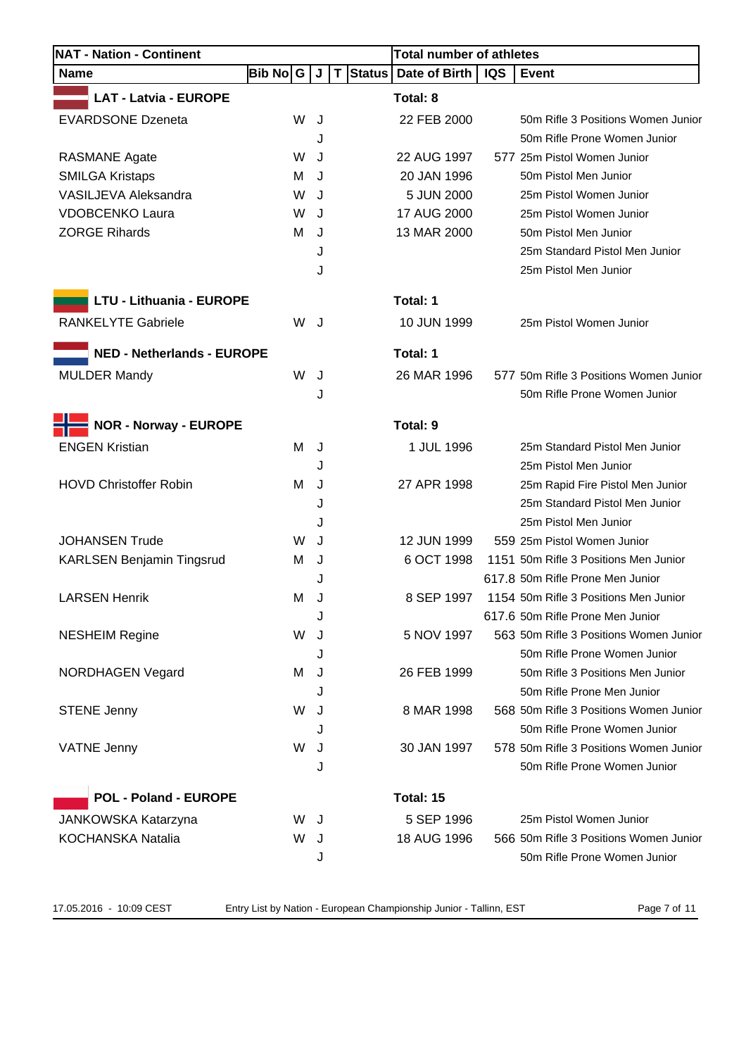| NAT - Nation - Continent | | | | | | Total number of athletes | | |
|---|---|---|---|---|---|---|---|---|
| **Name** | **Bib No** | **G** | **J** | **T** | **Status** | **Date of Birth** | **IQS** | **Event** |
| **LAT - Latvia - EUROPE** | | | | | | **Total: 8** | | |
| EVARDSONE Dzeneta | | W | J | | | 22 FEB 2000 | | 50m Rifle 3 Positions Women Junior |
| | | | J | | | | | 50m Rifle Prone Women Junior |
| RASMANE Agate | | W | J | | | 22 AUG 1997 | 577 | 25m Pistol Women Junior |
| SMILGA Kristaps | | M | J | | | 20 JAN 1996 | | 50m Pistol Men Junior |
| VASILJEVA Aleksandra | | W | J | | | 5 JUN 2000 | | 25m Pistol Women Junior |
| VDOBCENKO Laura | | W | J | | | 17 AUG 2000 | | 25m Pistol Women Junior |
| ZORGE Rihards | | M | J | | | 13 MAR 2000 | | 50m Pistol Men Junior |
| | | | J | | | | | 25m Standard Pistol Men Junior |
| | | | J | | | | | 25m Pistol Men Junior |
| **LTU - Lithuania - EUROPE** | | | | | | **Total: 1** | | |
| RANKELYTE Gabriele | | W | J | | | 10 JUN 1999 | | 25m Pistol Women Junior |
| **NED - Netherlands - EUROPE** | | | | | | **Total: 1** | | |
| MULDER Mandy | | W | J | | | 26 MAR 1996 | 577 | 50m Rifle 3 Positions Women Junior |
| | | | J | | | | | 50m Rifle Prone Women Junior |
| **NOR - Norway - EUROPE** | | | | | | **Total: 9** | | |
| ENGEN Kristian | | M | J | | | 1 JUL 1996 | | 25m Standard Pistol Men Junior |
| | | | J | | | | | 25m Pistol Men Junior |
| HOVD Christoffer Robin | | M | J | | | 27 APR 1998 | | 25m Rapid Fire Pistol Men Junior |
| | | | J | | | | | 25m Standard Pistol Men Junior |
| | | | J | | | | | 25m Pistol Men Junior |
| JOHANSEN Trude | | W | J | | | 12 JUN 1999 | 559 | 25m Pistol Women Junior |
| KARLSEN Benjamin Tingsrud | | M | J | | | 6 OCT 1998 | 1151 | 50m Rifle 3 Positions Men Junior |
| | | | J | | | | 617.8 | 50m Rifle Prone Men Junior |
| LARSEN Henrik | | M | J | | | 8 SEP 1997 | 1154 | 50m Rifle 3 Positions Men Junior |
| | | | J | | | | 617.6 | 50m Rifle Prone Men Junior |
| NESHEIM Regine | | W | J | | | 5 NOV 1997 | 563 | 50m Rifle 3 Positions Women Junior |
| | | | J | | | | | 50m Rifle Prone Women Junior |
| NORDHAGEN Vegard | | M | J | | | 26 FEB 1999 | | 50m Rifle 3 Positions Men Junior |
| | | | J | | | | | 50m Rifle Prone Men Junior |
| STENE Jenny | | W | J | | | 8 MAR 1998 | 568 | 50m Rifle 3 Positions Women Junior |
| | | | J | | | | | 50m Rifle Prone Women Junior |
| VATNE Jenny | | W | J | | | 30 JAN 1997 | 578 | 50m Rifle 3 Positions Women Junior |
| | | | J | | | | | 50m Rifle Prone Women Junior |
| **POL - Poland - EUROPE** | | | | | | **Total: 15** | | |
| JANKOWSKA Katarzyna | | W | J | | | 5 SEP 1996 | | 25m Pistol Women Junior |
| KOCHANSKA Natalia | | W | J | | | 18 AUG 1996 | 566 | 50m Rifle 3 Positions Women Junior |
| | | | J | | | | | 50m Rifle Prone Women Junior |

17.05.2016 - 10:09 CEST Entry List by Nation - European Championship Junior - Tallinn, EST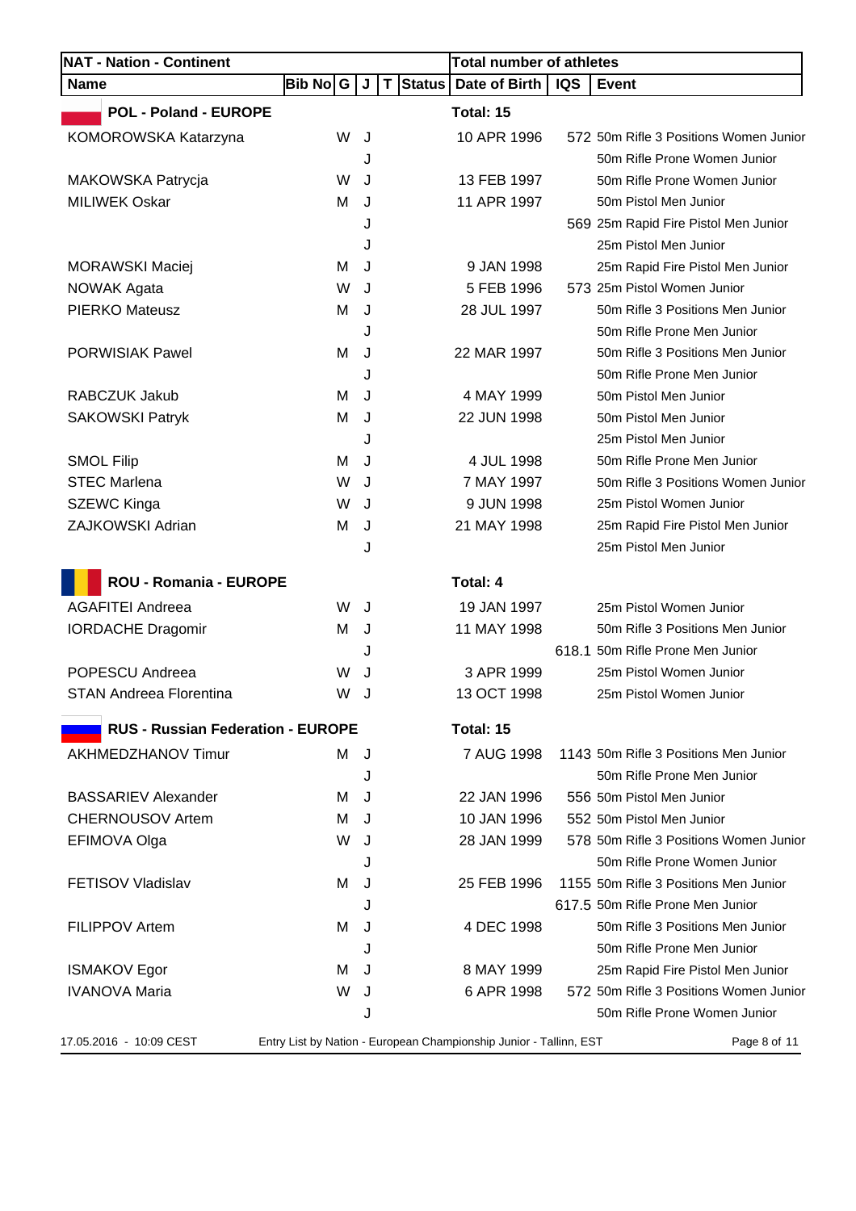| Name | Bib No | G | J | T | Status | Date of Birth | IQS | Event |
|---|---|---|---|---|---|---|---|---|
| **NAT - Nation - Continent** | | | | | | **Total number of athletes** | | |
| **POL - Poland - EUROPE** | | | | | | **Total: 15** | | |
| KOMOROWSKA Katarzyna | | W | J | | | 10 APR 1996 | 572 | 50m Rifle 3 Positions Women Junior |
| | | | J | | | | | 50m Rifle Prone Women Junior |
| MAKOWSKA Patrycja | | W | J | | | 13 FEB 1997 | | 50m Rifle Prone Women Junior |
| MILIWEK Oskar | | M | J | | | 11 APR 1997 | | 50m Pistol Men Junior |
| | | | J | | | | 569 | 25m Rapid Fire Pistol Men Junior |
| | | | J | | | | | 25m Pistol Men Junior |
| MORAWSKI Maciej | | M | J | | | 9 JAN 1998 | | 25m Rapid Fire Pistol Men Junior |
| NOWAK Agata | | W | J | | | 5 FEB 1996 | 573 | 25m Pistol Women Junior |
| PIERKO Mateusz | | M | J | | | 28 JUL 1997 | | 50m Rifle 3 Positions Men Junior |
| | | | J | | | | | 50m Rifle Prone Men Junior |
| PORWISIAK Pawel | | M | J | | | 22 MAR 1997 | | 50m Rifle 3 Positions Men Junior |
| | | | J | | | | | 50m Rifle Prone Men Junior |
| RABCZUK Jakub | | M | J | | | 4 MAY 1999 | | 50m Pistol Men Junior |
| SAKOWSKI Patryk | | M | J | | | 22 JUN 1998 | | 50m Pistol Men Junior |
| | | | J | | | | | 25m Pistol Men Junior |
| SMOL Filip | | M | J | | | 4 JUL 1998 | | 50m Rifle Prone Men Junior |
| STEC Marlena | | W | J | | | 7 MAY 1997 | | 50m Rifle 3 Positions Women Junior |
| SZEWC Kinga | | W | J | | | 9 JUN 1998 | | 25m Pistol Women Junior |
| ZAJKOWSKI Adrian | | M | J | | | 21 MAY 1998 | | 25m Rapid Fire Pistol Men Junior |
| | | | J | | | | | 25m Pistol Men Junior |
| **ROU - Romania - EUROPE** | | | | | | **Total: 4** | | |
| AGAFITEI Andreea | | W | J | | | 19 JAN 1997 | | 25m Pistol Women Junior |
| IORDACHE Dragomir | | M | J | | | 11 MAY 1998 | | 50m Rifle 3 Positions Men Junior |
| | | | J | | | | 618.1 | 50m Rifle Prone Men Junior |
| POPESCU Andreea | | W | J | | | 3 APR 1999 | | 25m Pistol Women Junior |
| STAN Andreea Florentina | | W | J | | | 13 OCT 1998 | | 25m Pistol Women Junior |
| **RUS - Russian Federation - EUROPE** | | | | | | **Total: 15** | | |
| AKHMEDZHANOV Timur | | M | J | | | 7 AUG 1998 | 1143 | 50m Rifle 3 Positions Men Junior |
| | | | J | | | | | 50m Rifle Prone Men Junior |
| BASSARIEV Alexander | | M | J | | | 22 JAN 1996 | 556 | 50m Pistol Men Junior |
| CHERNOUSOV Artem | | M | J | | | 10 JAN 1996 | 552 | 50m Pistol Men Junior |
| EFIMOVA Olga | | W | J | | | 28 JAN 1999 | 578 | 50m Rifle 3 Positions Women Junior |
| | | | J | | | | | 50m Rifle Prone Women Junior |
| FETISOV Vladislav | | M | J | | | 25 FEB 1996 | 1155 | 50m Rifle 3 Positions Men Junior |
| | | | J | | | | 617.5 | 50m Rifle Prone Men Junior |
| FILIPPOV Artem | | M | J | | | 4 DEC 1998 | | 50m Rifle 3 Positions Men Junior |
| | | | J | | | | | 50m Rifle Prone Men Junior |
| ISMAKOV Egor | | M | J | | | 8 MAY 1999 | | 25m Rapid Fire Pistol Men Junior |
| IVANOVA Maria | | W | J | | | 6 APR 1998 | 572 | 50m Rifle 3 Positions Women Junior |
| | | | J | | | | | 50m Rifle Prone Women Junior |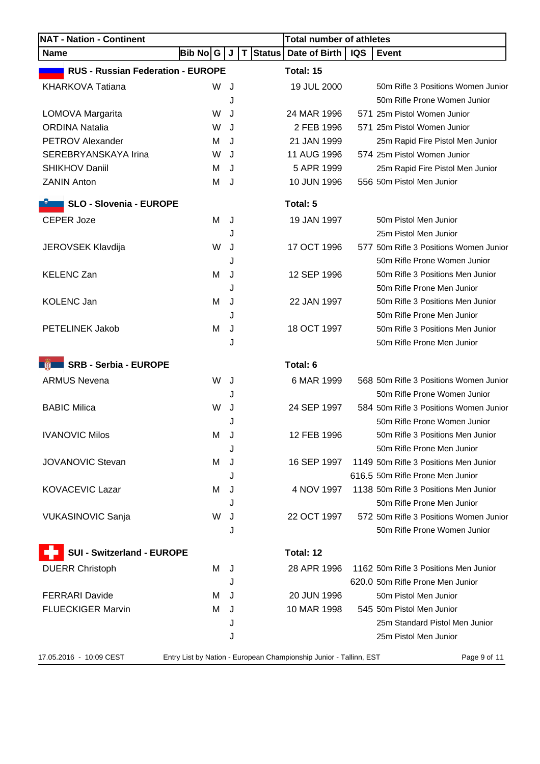| NAT - Nation - Continent | | | | | | Total number of athletes | | |
|---|---|---|---|---|---|---|---|---|
| Name | Bib No | G | J | T | Status | Date of Birth | IQS | Event |
| **RUS - Russian Federation - EUROPE** | | | | | | **Total: 15** | | |
| KHARKOVA Tatiana | | W | J | | | 19 JUL 2000 | | 50m Rifle 3 Positions Women Junior |
| | | | J | | | | | 50m Rifle Prone Women Junior |
| LOMOVA Margarita | | W | J | | | 24 MAR 1996 | 571 | 25m Pistol Women Junior |
| ORDINA Natalia | | W | J | | | 2 FEB 1996 | 571 | 25m Pistol Women Junior |
| PETROV Alexander | | M | J | | | 21 JAN 1999 | | 25m Rapid Fire Pistol Men Junior |
| SEREBRYANSKAYA Irina | | W | J | | | 11 AUG 1996 | 574 | 25m Pistol Women Junior |
| SHIKHOV Daniil | | M | J | | | 5 APR 1999 | | 25m Rapid Fire Pistol Men Junior |
| ZANIN Anton | | M | J | | | 10 JUN 1996 | 556 | 50m Pistol Men Junior |
| **SLO - Slovenia - EUROPE** | | | | | | **Total: 5** | | |
| CEPER Joze | | M | J | | | 19 JAN 1997 | | 50m Pistol Men Junior |
| | | | J | | | | | 25m Pistol Men Junior |
| JEROVSEK Klavdija | | W | J | | | 17 OCT 1996 | 577 | 50m Rifle 3 Positions Women Junior |
| | | | J | | | | | 50m Rifle Prone Women Junior |
| KELENC Zan | | M | J | | | 12 SEP 1996 | | 50m Rifle 3 Positions Men Junior |
| | | | J | | | | | 50m Rifle Prone Men Junior |
| KOLENC Jan | | M | J | | | 22 JAN 1997 | | 50m Rifle 3 Positions Men Junior |
| | | | J | | | | | 50m Rifle Prone Men Junior |
| PETELINEK Jakob | | M | J | | | 18 OCT 1997 | | 50m Rifle 3 Positions Men Junior |
| | | | J | | | | | 50m Rifle Prone Men Junior |
| **SRB - Serbia - EUROPE** | | | | | | **Total: 6** | | |
| ARMUS Nevena | | W | J | | | 6 MAR 1999 | 568 | 50m Rifle 3 Positions Women Junior |
| | | | J | | | | | 50m Rifle Prone Women Junior |
| BABIC Milica | | W | J | | | 24 SEP 1997 | 584 | 50m Rifle 3 Positions Women Junior |
| | | | J | | | | | 50m Rifle Prone Women Junior |
| IVANOVIC Milos | | M | J | | | 12 FEB 1996 | | 50m Rifle 3 Positions Men Junior |
| | | | J | | | | | 50m Rifle Prone Men Junior |
| JOVANOVIC Stevan | | M | J | | | 16 SEP 1997 | 1149 | 50m Rifle 3 Positions Men Junior |
| | | | J | | | | 616.5 | 50m Rifle Prone Men Junior |
| KOVACEVIC Lazar | | M | J | | | 4 NOV 1997 | 1138 | 50m Rifle 3 Positions Men Junior |
| | | | J | | | | | 50m Rifle Prone Men Junior |
| VUKASINOVIC Sanja | | W | J | | | 22 OCT 1997 | 572 | 50m Rifle 3 Positions Women Junior |
| | | | J | | | | | 50m Rifle Prone Women Junior |
| **SUI - Switzerland - EUROPE** | | | | | | **Total: 12** | | |
| DUERR Christoph | | M | J | | | 28 APR 1996 | 1162 | 50m Rifle 3 Positions Men Junior |
| | | | J | | | | 620.0 | 50m Rifle Prone Men Junior |
| FERRARI Davide | | M | J | | | 20 JUN 1996 | | 50m Pistol Men Junior |
| FLUECKIGER Marvin | | M | J | | | 10 MAR 1998 | 545 | 50m Pistol Men Junior |
| | | | J | | | | | 25m Standard Pistol Men Junior |
| | | | J | | | | | 25m Pistol Men Junior |

17.05.2016 - 10:09 CEST — Entry List by Nation - European Championship Junior - Tallinn, EST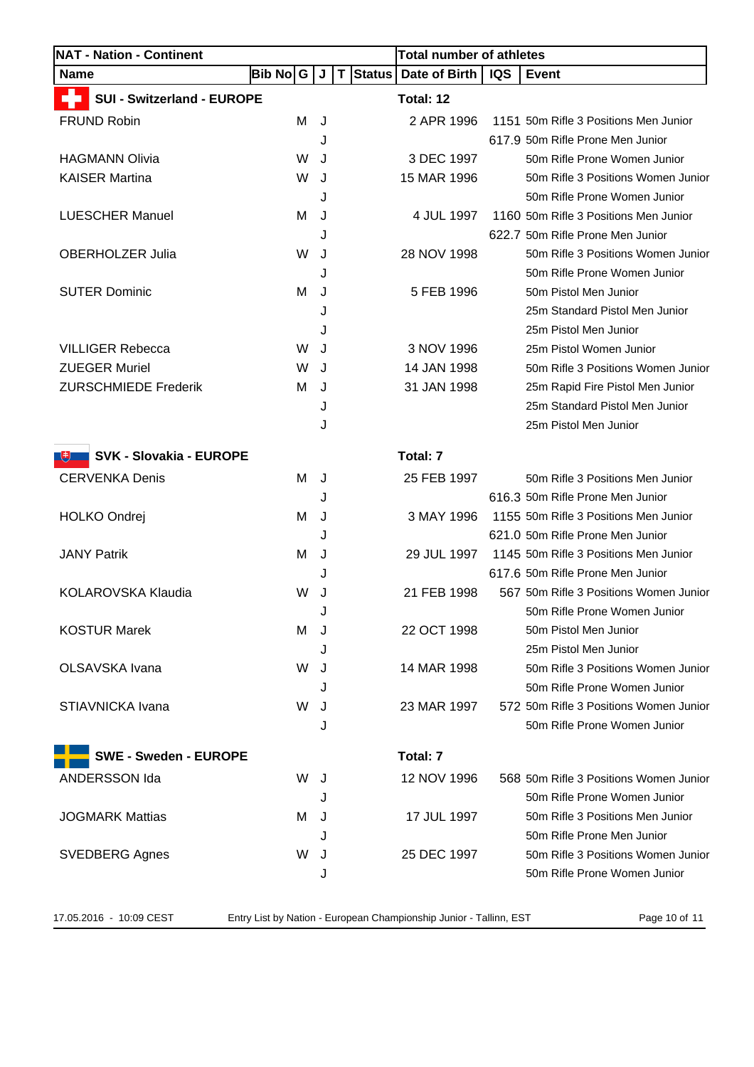| NAT - Nation - Continent | | | | | | Total number of athletes | | |
|---|---|---|---|---|---|---|---|---|
| **Name** | **Bib No** | **G** | **J** | **T** | **Status** | **Date of Birth** | **IQS** | **Event** |
| **SUI - Switzerland - EUROPE** | | | | | | **Total: 12** | | |
| FRUND Robin | | M | J | | | 2 APR 1996 | 1151 | 50m Rifle 3 Positions Men Junior |
| | | | J | | | | 617.9 | 50m Rifle Prone Men Junior |
| HAGMANN Olivia | | W | J | | | 3 DEC 1997 | | 50m Rifle Prone Women Junior |
| KAISER Martina | | W | J | | | 15 MAR 1996 | | 50m Rifle 3 Positions Women Junior |
| | | | J | | | | | 50m Rifle Prone Women Junior |
| LUESCHER Manuel | | M | J | | | 4 JUL 1997 | 1160 | 50m Rifle 3 Positions Men Junior |
| | | | J | | | | 622.7 | 50m Rifle Prone Men Junior |
| OBERHOLZER Julia | | W | J | | | 28 NOV 1998 | | 50m Rifle 3 Positions Women Junior |
| | | | J | | | | | 50m Rifle Prone Women Junior |
| SUTER Dominic | | M | J | | | 5 FEB 1996 | | 50m Pistol Men Junior |
| | | | J | | | | | 25m Standard Pistol Men Junior |
| | | | J | | | | | 25m Pistol Men Junior |
| VILLIGER Rebecca | | W | J | | | 3 NOV 1996 | | 25m Pistol Women Junior |
| ZUEGER Muriel | | W | J | | | 14 JAN 1998 | | 50m Rifle 3 Positions Women Junior |
| ZURSCHMIEDE Frederik | | M | J | | | 31 JAN 1998 | | 25m Rapid Fire Pistol Men Junior |
| | | | J | | | | | 25m Standard Pistol Men Junior |
| | | | J | | | | | 25m Pistol Men Junior |
| **SVK - Slovakia - EUROPE** | | | | | | **Total: 7** | | |
| CERVENKA Denis | | M | J | | | 25 FEB 1997 | | 50m Rifle 3 Positions Men Junior |
| | | | J | | | | 616.3 | 50m Rifle Prone Men Junior |
| HOLKO Ondrej | | M | J | | | 3 MAY 1996 | 1155 | 50m Rifle 3 Positions Men Junior |
| | | | J | | | | 621.0 | 50m Rifle Prone Men Junior |
| JANY Patrik | | M | J | | | 29 JUL 1997 | 1145 | 50m Rifle 3 Positions Men Junior |
| | | | J | | | | 617.6 | 50m Rifle Prone Men Junior |
| KOLAROVSKA Klaudia | | W | J | | | 21 FEB 1998 | 567 | 50m Rifle 3 Positions Women Junior |
| | | | J | | | | | 50m Rifle Prone Women Junior |
| KOSTUR Marek | | M | J | | | 22 OCT 1998 | | 50m Pistol Men Junior |
| | | | J | | | | | 25m Pistol Men Junior |
| OLSAVSKA Ivana | | W | J | | | 14 MAR 1998 | | 50m Rifle 3 Positions Women Junior |
| | | | J | | | | | 50m Rifle Prone Women Junior |
| STIAVNICKA Ivana | | W | J | | | 23 MAR 1997 | 572 | 50m Rifle 3 Positions Women Junior |
| | | | J | | | | | 50m Rifle Prone Women Junior |
| **SWE - Sweden - EUROPE** | | | | | | **Total: 7** | | |
| ANDERSSON Ida | | W | J | | | 12 NOV 1996 | 568 | 50m Rifle 3 Positions Women Junior |
| | | | J | | | | | 50m Rifle Prone Women Junior |
| JOGMARK Mattias | | M | J | | | 17 JUL 1997 | | 50m Rifle 3 Positions Men Junior |
| | | | J | | | | | 50m Rifle Prone Men Junior |
| SVEDBERG Agnes | | W | J | | | 25 DEC 1997 | | 50m Rifle 3 Positions Women Junior |
| | | | J | | | | | 50m Rifle Prone Women Junior |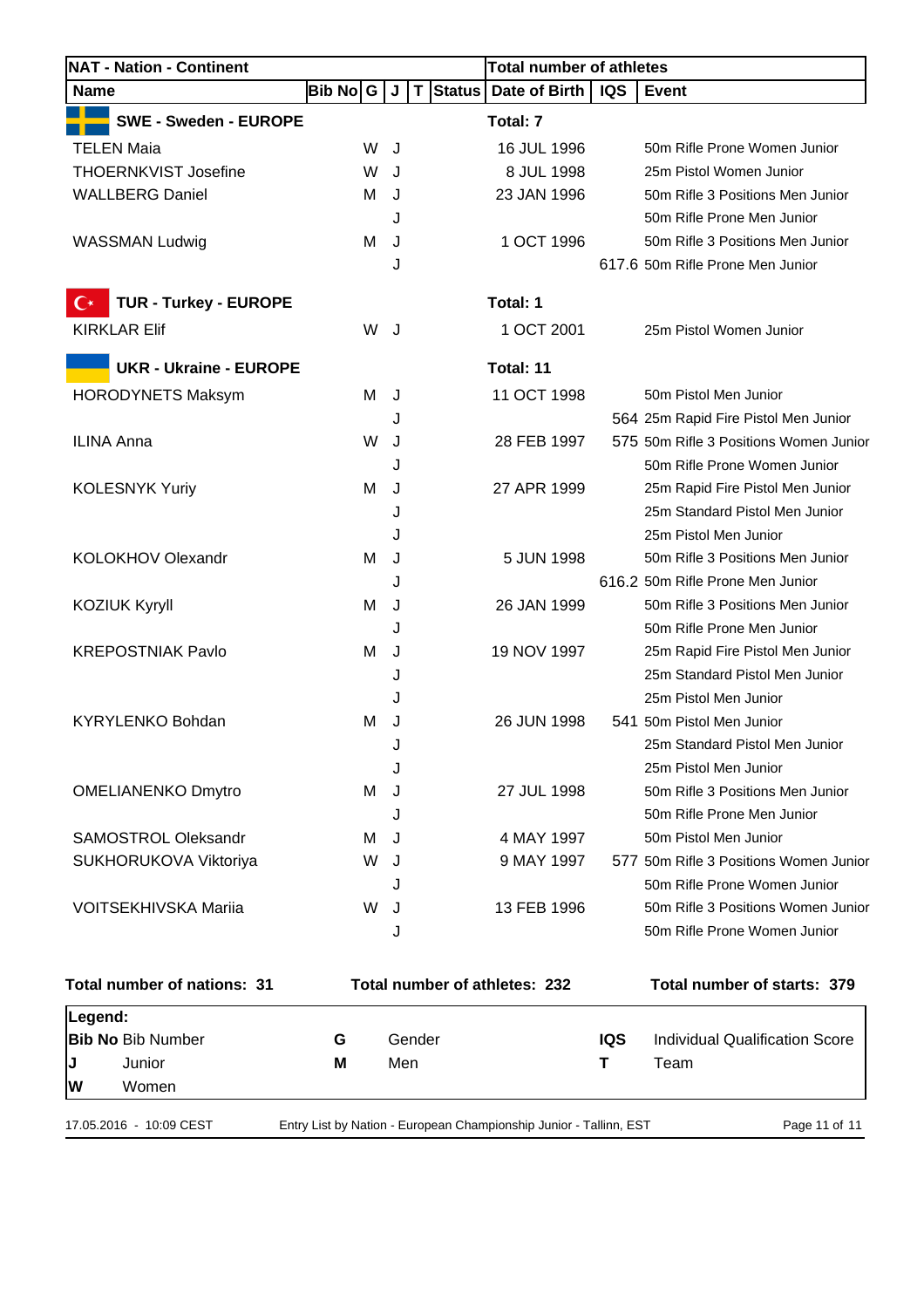| NAT - Nation - Continent | | | | | | Total number of athletes | | |
|---|---|---|---|---|---|---|---|---|
| **Name** | **Bib No** | **G** | **J** | **T** | **Status** | **Date of Birth** | **IQS** | **Event** |
| **SWE - Sweden - EUROPE** | | | | | | **Total: 7** | | |
| TELEN Maia | | W | J | | | 16 JUL 1996 | | 50m Rifle Prone Women Junior |
| THOERNKVIST Josefine | | W | J | | | 8 JUL 1998 | | 25m Pistol Women Junior |
| WALLBERG Daniel | | M | J | | | 23 JAN 1996 | | 50m Rifle 3 Positions Men Junior |
| | | | J | | | | | 50m Rifle Prone Men Junior |
| WASSMAN Ludwig | | M | J | | | 1 OCT 1996 | | 50m Rifle 3 Positions Men Junior |
| | | | J | | | | 617.6 | 50m Rifle Prone Men Junior |
| **TUR - Turkey - EUROPE** | | | | | | **Total: 1** | | |
| KIRKLAR Elif | | W | J | | | 1 OCT 2001 | | 25m Pistol Women Junior |
| **UKR - Ukraine - EUROPE** | | | | | | **Total: 11** | | |
| HORODYNETS Maksym | | M | J | | | 11 OCT 1998 | | 50m Pistol Men Junior |
| | | | J | | | | 564 | 25m Rapid Fire Pistol Men Junior |
| ILINA Anna | | W | J | | | 28 FEB 1997 | 575 | 50m Rifle 3 Positions Women Junior |
| | | | J | | | | | 50m Rifle Prone Women Junior |
| KOLESNYK Yuriy | | M | J | | | 27 APR 1999 | | 25m Rapid Fire Pistol Men Junior |
| | | | J | | | | | 25m Standard Pistol Men Junior |
| | | | J | | | | | 25m Pistol Men Junior |
| KOLOKHOV Olexandr | | M | J | | | 5 JUN 1998 | | 50m Rifle 3 Positions Men Junior |
| | | | J | | | | 616.2 | 50m Rifle Prone Men Junior |
| KOZIUK Kyryll | | M | J | | | 26 JAN 1999 | | 50m Rifle 3 Positions Men Junior |
| | | | J | | | | | 50m Rifle Prone Men Junior |
| KREPOSTNIAK Pavlo | | M | J | | | 19 NOV 1997 | | 25m Rapid Fire Pistol Men Junior |
| | | | J | | | | | 25m Standard Pistol Men Junior |
| | | | J | | | | | 25m Pistol Men Junior |
| KYRYLENKO Bohdan | | M | J | | | 26 JUN 1998 | 541 | 50m Pistol Men Junior |
| | | | J | | | | | 25m Standard Pistol Men Junior |
| | | | J | | | | | 25m Pistol Men Junior |
| OMELIANENKO Dmytro | | M | J | | | 27 JUL 1998 | | 50m Rifle 3 Positions Men Junior |
| | | | J | | | | | 50m Rifle Prone Men Junior |
| SAMOSTROL Oleksandr | | M | J | | | 4 MAY 1997 | | 50m Pistol Men Junior |
| SUKHORUKOVA Viktoriya | | W | J | | | 9 MAY 1997 | 577 | 50m Rifle 3 Positions Women Junior |
| | | | J | | | | | 50m Rifle Prone Women Junior |
| VOITSEKHIVSKA Mariia | | W | J | | | 13 FEB 1996 | | 50m Rifle 3 Positions Women Junior |
| | | | J | | | | | 50m Rifle Prone Women Junior |

**Total number of nations: 31** **Total number of athletes: 232** **Total number of starts: 379**

**Legend:**

| | | | | | |
|---|---|---|---|---|---|
| **Bib No** | Bib Number | **G** | Gender | **IQS** | Individual Qualification Score |
| **J** | Junior | **M** | Men | **T** | Team |
| **W** | Women | | | | |

17.05.2016 - 10:09 CEST    Entry List by Nation - European Championship Junior - Tallinn, EST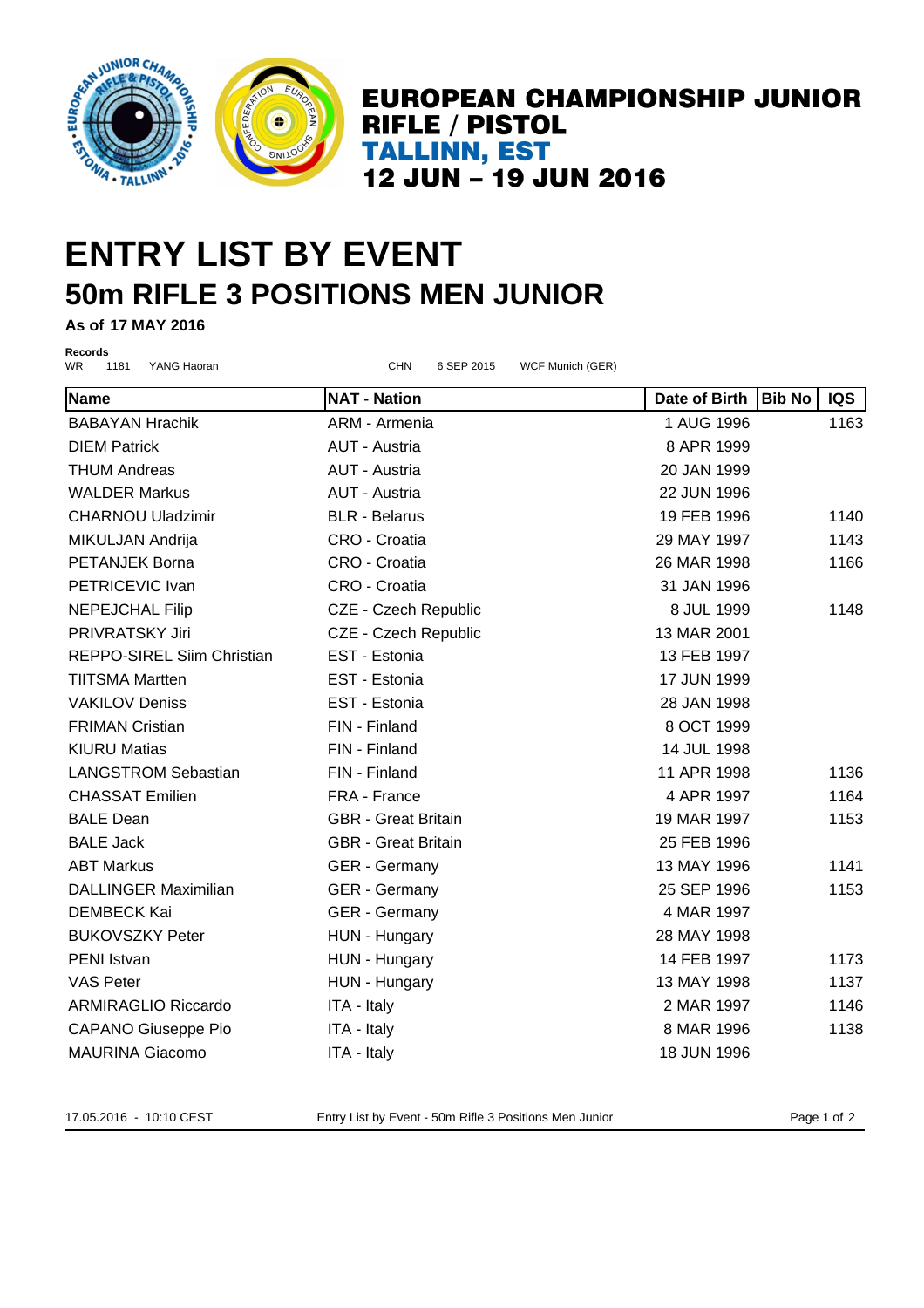**EUROPEAN CHAMPIONSHIP JUNIOR RIFLE / PISTOL**
**TALLINN, EST**
**12 JUN – 19 JUN 2016**

# ENTRY LIST BY EVENT

## 50m RIFLE 3 POSITIONS MEN JUNIOR

**As of 17 MAY 2016**

**Records**

WR 1181 YANG Haoran CHN 6 SEP 2015 WCF Munich (GER)

| Name | NAT - Nation | Date of Birth | Bib No | IQS |
|---|---|---|---|---|
| BABAYAN Hrachik | ARM - Armenia | 1 AUG 1996 | | 1163 |
| DIEM Patrick | AUT - Austria | 8 APR 1999 | | |
| THUM Andreas | AUT - Austria | 20 JAN 1999 | | |
| WALDER Markus | AUT - Austria | 22 JUN 1996 | | |
| CHARNOU Uladzimir | BLR - Belarus | 19 FEB 1996 | | 1140 |
| MIKULJAN Andrija | CRO - Croatia | 29 MAY 1997 | | 1143 |
| PETANJEK Borna | CRO - Croatia | 26 MAR 1998 | | 1166 |
| PETRICEVIC Ivan | CRO - Croatia | 31 JAN 1996 | | |
| NEPEJCHAL Filip | CZE - Czech Republic | 8 JUL 1999 | | 1148 |
| PRIVRATSKY Jiri | CZE - Czech Republic | 13 MAR 2001 | | |
| REPPO-SIREL Siim Christian | EST - Estonia | 13 FEB 1997 | | |
| TIITSMA Martten | EST - Estonia | 17 JUN 1999 | | |
| VAKILOV Deniss | EST - Estonia | 28 JAN 1998 | | |
| FRIMAN Cristian | FIN - Finland | 8 OCT 1999 | | |
| KIURU Matias | FIN - Finland | 14 JUL 1998 | | |
| LANGSTROM Sebastian | FIN - Finland | 11 APR 1998 | | 1136 |
| CHASSAT Emilien | FRA - France | 4 APR 1997 | | 1164 |
| BALE Dean | GBR - Great Britain | 19 MAR 1997 | | 1153 |
| BALE Jack | GBR - Great Britain | 25 FEB 1996 | | |
| ABT Markus | GER - Germany | 13 MAY 1996 | | 1141 |
| DALLINGER Maximilian | GER - Germany | 25 SEP 1996 | | 1153 |
| DEMBECK Kai | GER - Germany | 4 MAR 1997 | | |
| BUKOVSZKY Peter | HUN - Hungary | 28 MAY 1998 | | |
| PENI Istvan | HUN - Hungary | 14 FEB 1997 | | 1173 |
| VAS Peter | HUN - Hungary | 13 MAY 1998 | | 1137 |
| ARMIRAGLIO Riccardo | ITA - Italy | 2 MAR 1997 | | 1146 |
| CAPANO Giuseppe Pio | ITA - Italy | 8 MAR 1996 | | 1138 |
| MAURINA Giacomo | ITA - Italy | 18 JUN 1996 | | |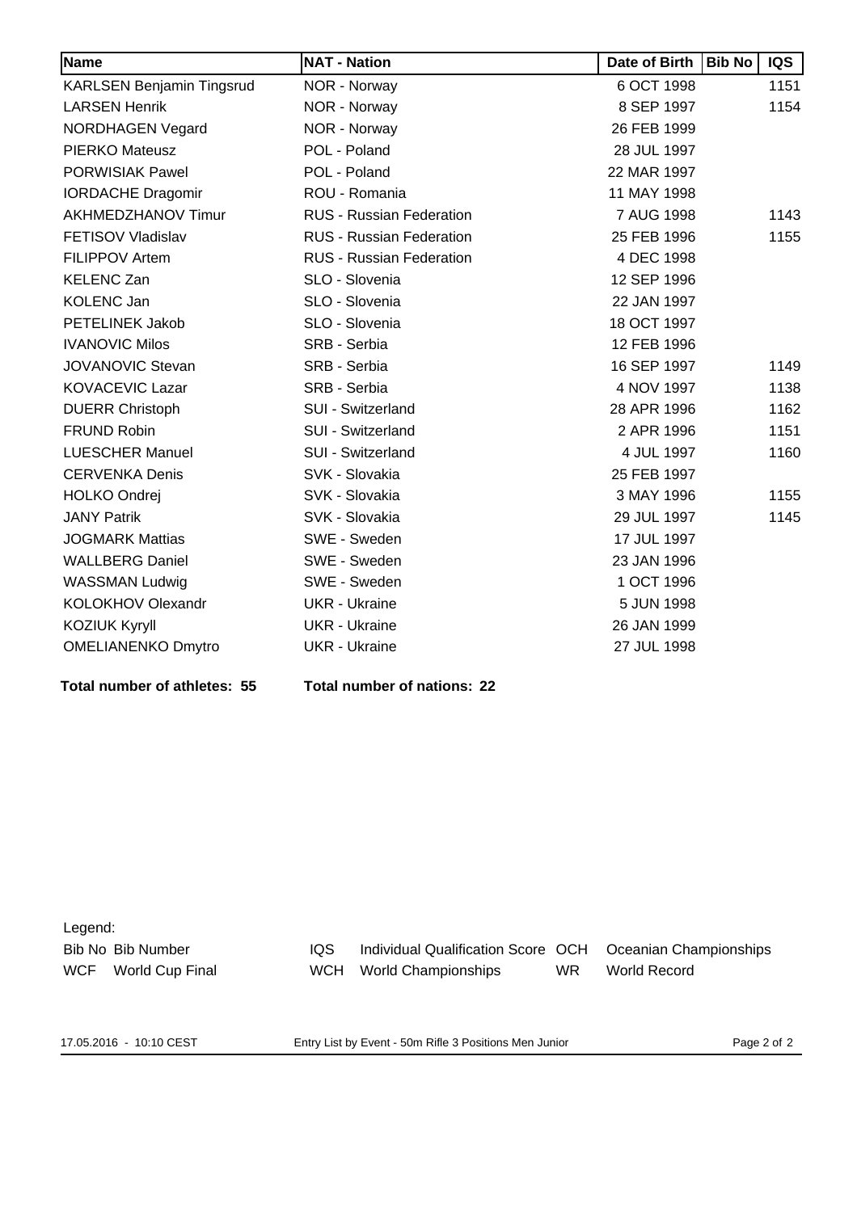| Name | NAT - Nation | Date of Birth | Bib No | IQS |
|---|---|---|---|---|
| KARLSEN Benjamin Tingsrud | NOR - Norway | 6 OCT 1998 | | 1151 |
| LARSEN Henrik | NOR - Norway | 8 SEP 1997 | | 1154 |
| NORDHAGEN Vegard | NOR - Norway | 26 FEB 1999 | | |
| PIERKO Mateusz | POL - Poland | 28 JUL 1997 | | |
| PORWISIAK Pawel | POL - Poland | 22 MAR 1997 | | |
| IORDACHE Dragomir | ROU - Romania | 11 MAY 1998 | | |
| AKHMEDZHANOV Timur | RUS - Russian Federation | 7 AUG 1998 | | 1143 |
| FETISOV Vladislav | RUS - Russian Federation | 25 FEB 1996 | | 1155 |
| FILIPPOV Artem | RUS - Russian Federation | 4 DEC 1998 | | |
| KELENC Zan | SLO - Slovenia | 12 SEP 1996 | | |
| KOLENC Jan | SLO - Slovenia | 22 JAN 1997 | | |
| PETELINEK Jakob | SLO - Slovenia | 18 OCT 1997 | | |
| IVANOVIC Milos | SRB - Serbia | 12 FEB 1996 | | |
| JOVANOVIC Stevan | SRB - Serbia | 16 SEP 1997 | | 1149 |
| KOVACEVIC Lazar | SRB - Serbia | 4 NOV 1997 | | 1138 |
| DUERR Christoph | SUI - Switzerland | 28 APR 1996 | | 1162 |
| FRUND Robin | SUI - Switzerland | 2 APR 1996 | | 1151 |
| LUESCHER Manuel | SUI - Switzerland | 4 JUL 1997 | | 1160 |
| CERVENKA Denis | SVK - Slovakia | 25 FEB 1997 | | |
| HOLKO Ondrej | SVK - Slovakia | 3 MAY 1996 | | 1155 |
| JANY Patrik | SVK - Slovakia | 29 JUL 1997 | | 1145 |
| JOGMARK Mattias | SWE - Sweden | 17 JUL 1997 | | |
| WALLBERG Daniel | SWE - Sweden | 23 JAN 1996 | | |
| WASSMAN Ludwig | SWE - Sweden | 1 OCT 1996 | | |
| KOLOKHOV Olexandr | UKR - Ukraine | 5 JUN 1998 | | |
| KOZIUK Kyryll | UKR - Ukraine | 26 JAN 1999 | | |
| OMELIANENKO Dmytro | UKR - Ukraine | 27 JUL 1998 | | |

**Total number of athletes: 55** **Total number of nations: 22**

Legend:

| | | | | | |
|---|---|---|---|---|---|
| Bib No | Bib Number | IQS | Individual Qualification Score | OCH | Oceanian Championships |
| WCF | World Cup Final | WCH | World Championships | WR | World Record |

17.05.2016 - 10:10 CEST Entry List by Event - 50m Rifle 3 Positions Men Junior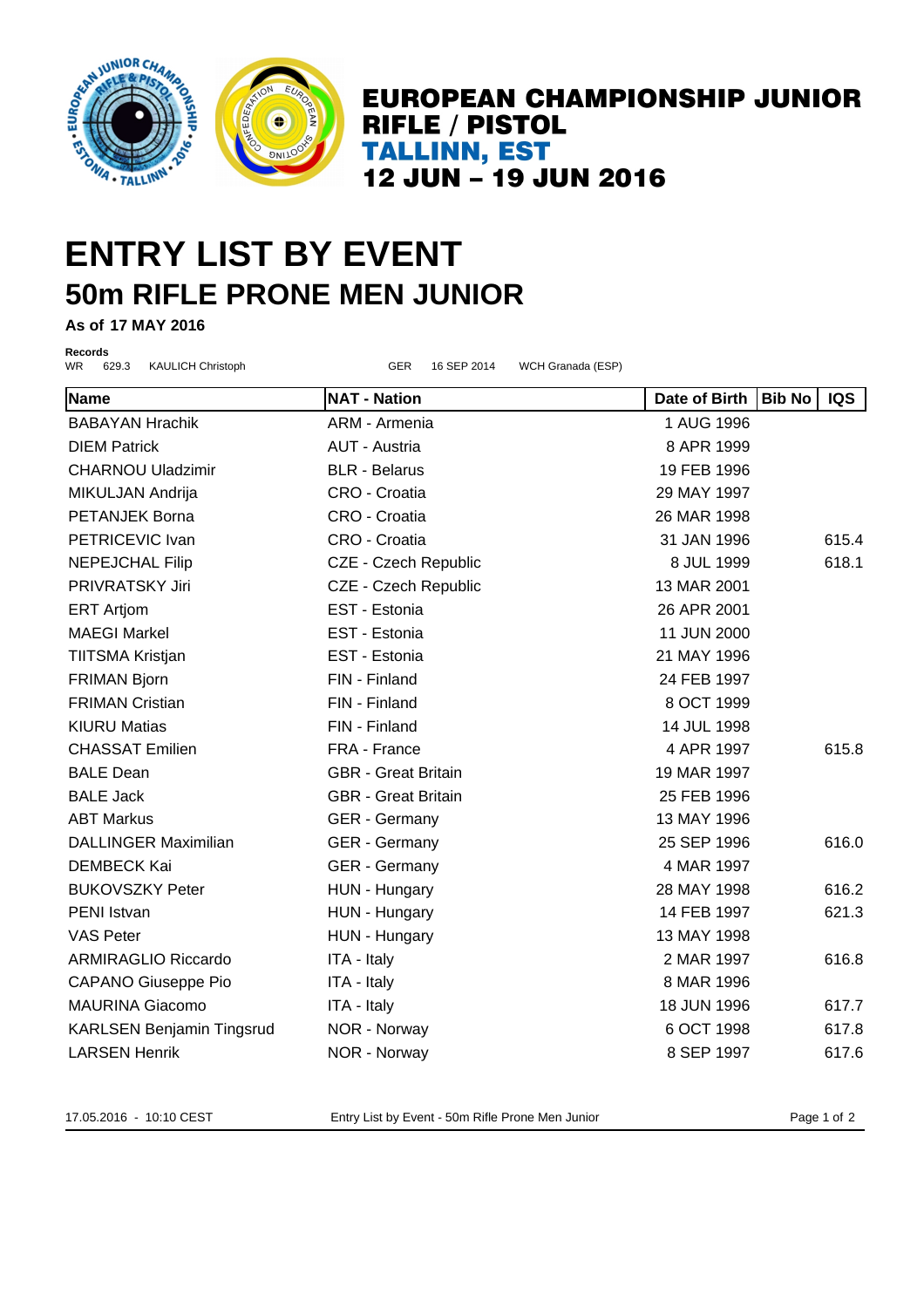# EUROPEAN CHAMPIONSHIP JUNIOR RIFLE / PISTOL

## TALLINN, EST

## 12 JUN – 19 JUN 2016

# ENTRY LIST BY EVENT

## 50m RIFLE PRONE MEN JUNIOR

**As of 17 MAY 2016**

**Records**

WR 629.3 KAULICH Christoph GER 16 SEP 2014 WCH Granada (ESP)

| Name | NAT - Nation | Date of Birth | Bib No | IQS |
|---|---|---|---|---|
| BABAYAN Hrachik | ARM - Armenia | 1 AUG 1996 | | |
| DIEM Patrick | AUT - Austria | 8 APR 1999 | | |
| CHARNOU Uladzimir | BLR - Belarus | 19 FEB 1996 | | |
| MIKULJAN Andrija | CRO - Croatia | 29 MAY 1997 | | |
| PETANJEK Borna | CRO - Croatia | 26 MAR 1998 | | |
| PETRICEVIC Ivan | CRO - Croatia | 31 JAN 1996 | | 615.4 |
| NEPEJCHAL Filip | CZE - Czech Republic | 8 JUL 1999 | | 618.1 |
| PRIVRATSKY Jiri | CZE - Czech Republic | 13 MAR 2001 | | |
| ERT Artjom | EST - Estonia | 26 APR 2001 | | |
| MAEGI Markel | EST - Estonia | 11 JUN 2000 | | |
| TIITSMA Kristjan | EST - Estonia | 21 MAY 1996 | | |
| FRIMAN Bjorn | FIN - Finland | 24 FEB 1997 | | |
| FRIMAN Cristian | FIN - Finland | 8 OCT 1999 | | |
| KIURU Matias | FIN - Finland | 14 JUL 1998 | | |
| CHASSAT Emilien | FRA - France | 4 APR 1997 | | 615.8 |
| BALE Dean | GBR - Great Britain | 19 MAR 1997 | | |
| BALE Jack | GBR - Great Britain | 25 FEB 1996 | | |
| ABT Markus | GER - Germany | 13 MAY 1996 | | |
| DALLINGER Maximilian | GER - Germany | 25 SEP 1996 | | 616.0 |
| DEMBECK Kai | GER - Germany | 4 MAR 1997 | | |
| BUKOVSZKY Peter | HUN - Hungary | 28 MAY 1998 | | 616.2 |
| PENI Istvan | HUN - Hungary | 14 FEB 1997 | | 621.3 |
| VAS Peter | HUN - Hungary | 13 MAY 1998 | | |
| ARMIRAGLIO Riccardo | ITA - Italy | 2 MAR 1997 | | 616.8 |
| CAPANO Giuseppe Pio | ITA - Italy | 8 MAR 1996 | | |
| MAURINA Giacomo | ITA - Italy | 18 JUN 1996 | | 617.7 |
| KARLSEN Benjamin Tingsrud | NOR - Norway | 6 OCT 1998 | | 617.8 |
| LARSEN Henrik | NOR - Norway | 8 SEP 1997 | | 617.6 |

17.05.2016 - 10:10 CEST Entry List by Event - 50m Rifle Prone Men Junior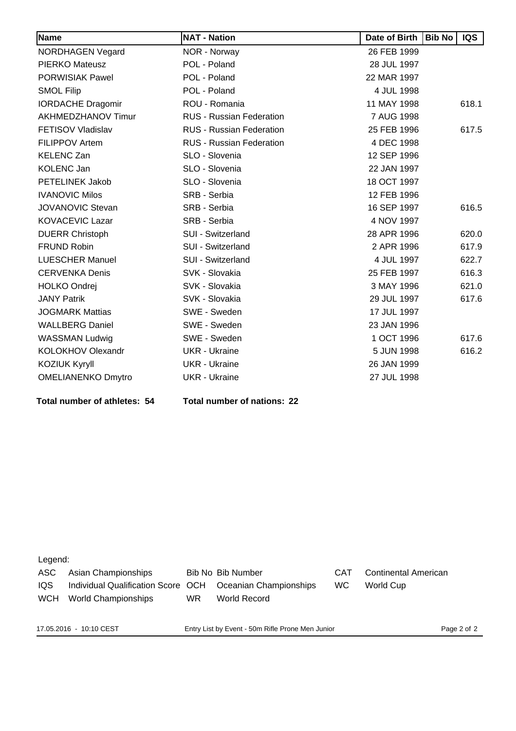| Name | NAT - Nation | Date of Birth | Bib No | IQS |
|---|---|---|---|---|
| NORDHAGEN Vegard | NOR - Norway | 26 FEB 1999 | | |
| PIERKO Mateusz | POL - Poland | 28 JUL 1997 | | |
| PORWISIAK Pawel | POL - Poland | 22 MAR 1997 | | |
| SMOL Filip | POL - Poland | 4 JUL 1998 | | |
| IORDACHE Dragomir | ROU - Romania | 11 MAY 1998 | | 618.1 |
| AKHMEDZHANOV Timur | RUS - Russian Federation | 7 AUG 1998 | | |
| FETISOV Vladislav | RUS - Russian Federation | 25 FEB 1996 | | 617.5 |
| FILIPPOV Artem | RUS - Russian Federation | 4 DEC 1998 | | |
| KELENC Zan | SLO - Slovenia | 12 SEP 1996 | | |
| KOLENC Jan | SLO - Slovenia | 22 JAN 1997 | | |
| PETELINEK Jakob | SLO - Slovenia | 18 OCT 1997 | | |
| IVANOVIC Milos | SRB - Serbia | 12 FEB 1996 | | |
| JOVANOVIC Stevan | SRB - Serbia | 16 SEP 1997 | | 616.5 |
| KOVACEVIC Lazar | SRB - Serbia | 4 NOV 1997 | | |
| DUERR Christoph | SUI - Switzerland | 28 APR 1996 | | 620.0 |
| FRUND Robin | SUI - Switzerland | 2 APR 1996 | | 617.9 |
| LUESCHER Manuel | SUI - Switzerland | 4 JUL 1997 | | 622.7 |
| CERVENKA Denis | SVK - Slovakia | 25 FEB 1997 | | 616.3 |
| HOLKO Ondrej | SVK - Slovakia | 3 MAY 1996 | | 621.0 |
| JANY Patrik | SVK - Slovakia | 29 JUL 1997 | | 617.6 |
| JOGMARK Mattias | SWE - Sweden | 17 JUL 1997 | | |
| WALLBERG Daniel | SWE - Sweden | 23 JAN 1996 | | |
| WASSMAN Ludwig | SWE - Sweden | 1 OCT 1996 | | 617.6 |
| KOLOKHOV Olexandr | UKR - Ukraine | 5 JUN 1998 | | 616.2 |
| KOZIUK Kyryll | UKR - Ukraine | 26 JAN 1999 | | |
| OMELIANENKO Dmytro | UKR - Ukraine | 27 JUL 1998 | | |

**Total number of athletes: 54** **Total number of nations: 22**

Legend:

| | | | | | |
|---|---|---|---|---|---|
| ASC | Asian Championships | Bib No | Bib Number | CAT | Continental American |
| IQS | Individual Qualification Score | OCH | Oceanian Championships | WC | World Cup |
| WCH | World Championships | WR | World Record | | |

17.05.2016 - 10:10 CEST Entry List by Event - 50m Rifle Prone Men Junior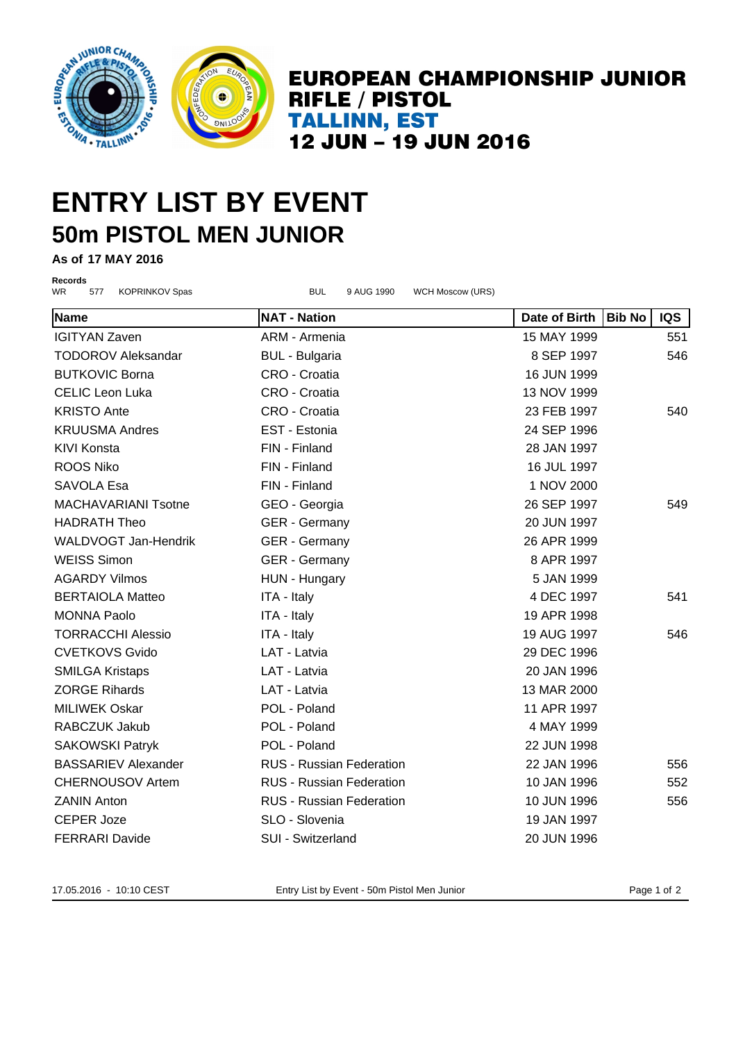**EUROPEAN CHAMPIONSHIP JUNIOR RIFLE / PISTOL**
**TALLINN, EST**
**12 JUN – 19 JUN 2016**

# ENTRY LIST BY EVENT
## 50m PISTOL MEN JUNIOR

**As of 17 MAY 2016**

**Records**

WR 577 KOPRINKOV Spas BUL 9 AUG 1990 WCH Moscow (URS)

| Name | NAT - Nation | Date of Birth | Bib No | IQS |
|---|---|---|---|---|
| IGITYAN Zaven | ARM - Armenia | 15 MAY 1999 | | 551 |
| TODOROV Aleksandar | BUL - Bulgaria | 8 SEP 1997 | | 546 |
| BUTKOVIC Borna | CRO - Croatia | 16 JUN 1999 | | |
| CELIC Leon Luka | CRO - Croatia | 13 NOV 1999 | | |
| KRISTO Ante | CRO - Croatia | 23 FEB 1997 | | 540 |
| KRUUSMA Andres | EST - Estonia | 24 SEP 1996 | | |
| KIVI Konsta | FIN - Finland | 28 JAN 1997 | | |
| ROOS Niko | FIN - Finland | 16 JUL 1997 | | |
| SAVOLA Esa | FIN - Finland | 1 NOV 2000 | | |
| MACHAVARIANI Tsotne | GEO - Georgia | 26 SEP 1997 | | 549 |
| HADRATH Theo | GER - Germany | 20 JUN 1997 | | |
| WALDVOGT Jan-Hendrik | GER - Germany | 26 APR 1999 | | |
| WEISS Simon | GER - Germany | 8 APR 1997 | | |
| AGARDY Vilmos | HUN - Hungary | 5 JAN 1999 | | |
| BERTAIOLA Matteo | ITA - Italy | 4 DEC 1997 | | 541 |
| MONNA Paolo | ITA - Italy | 19 APR 1998 | | |
| TORRACCHI Alessio | ITA - Italy | 19 AUG 1997 | | 546 |
| CVETKOVS Gvido | LAT - Latvia | 29 DEC 1996 | | |
| SMILGA Kristaps | LAT - Latvia | 20 JAN 1996 | | |
| ZORGE Rihards | LAT - Latvia | 13 MAR 2000 | | |
| MILIWEK Oskar | POL - Poland | 11 APR 1997 | | |
| RABCZUK Jakub | POL - Poland | 4 MAY 1999 | | |
| SAKOWSKI Patryk | POL - Poland | 22 JUN 1998 | | |
| BASSARIEV Alexander | RUS - Russian Federation | 22 JAN 1996 | | 556 |
| CHERNOUSOV Artem | RUS - Russian Federation | 10 JAN 1996 | | 552 |
| ZANIN Anton | RUS - Russian Federation | 10 JUN 1996 | | 556 |
| CEPER Joze | SLO - Slovenia | 19 JAN 1997 | | |
| FERRARI Davide | SUI - Switzerland | 20 JUN 1996 | | |

17.05.2016 - 10:10 CEST Entry List by Event - 50m Pistol Men Junior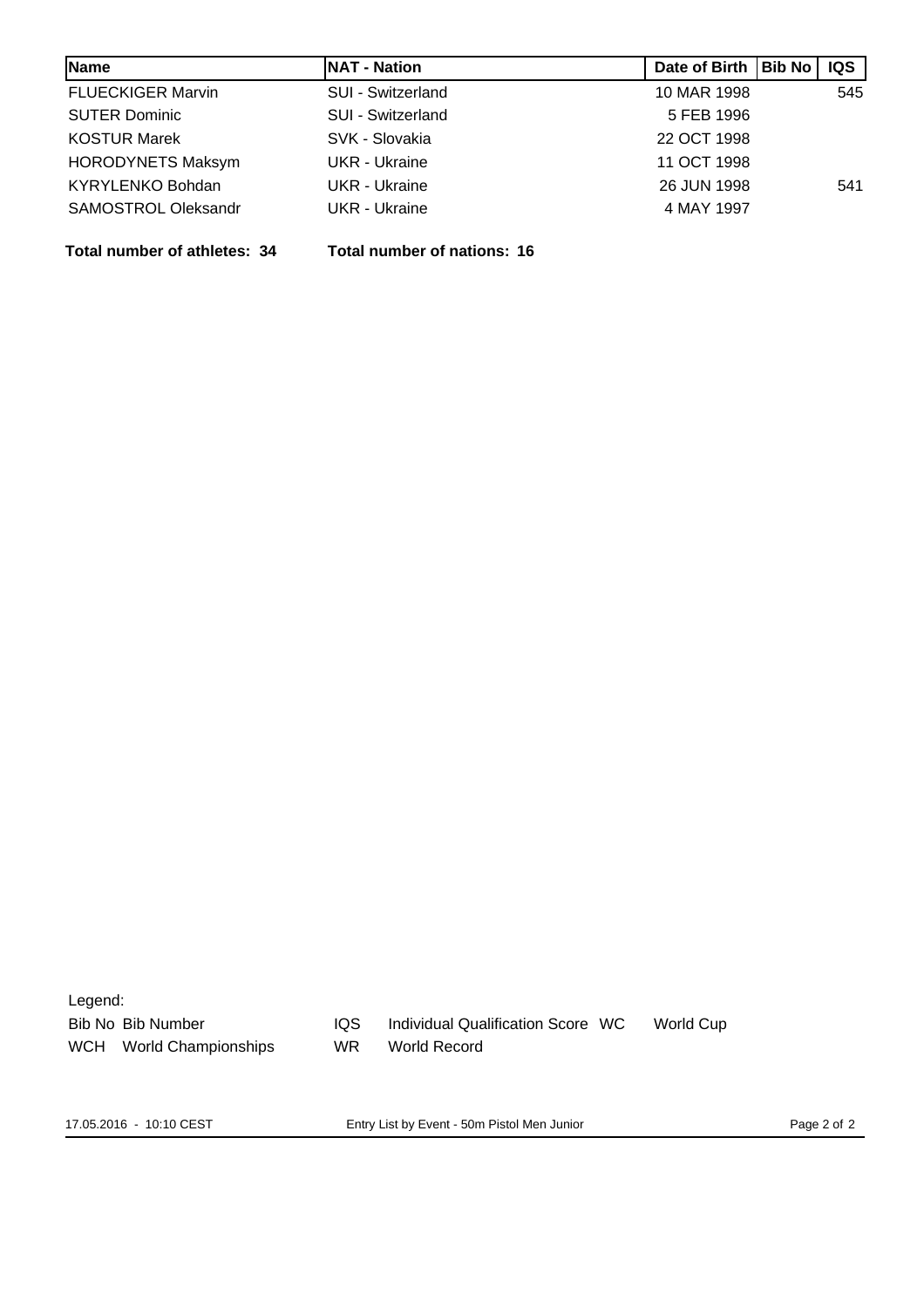| Name | NAT - Nation | Date of Birth | Bib No | IQS |
|---|---|---|---|---|
| FLUECKIGER Marvin | SUI - Switzerland | 10 MAR 1998 | | 545 |
| SUTER Dominic | SUI - Switzerland | 5 FEB 1996 | | |
| KOSTUR Marek | SVK - Slovakia | 22 OCT 1998 | | |
| HORODYNETS Maksym | UKR - Ukraine | 11 OCT 1998 | | |
| KYRYLENKO Bohdan | UKR - Ukraine | 26 JUN 1998 | | 541 |
| SAMOSTROL Oleksandr | UKR - Ukraine | 4 MAY 1997 | | |

**Total number of athletes: 34** **Total number of nations: 16**

Legend:

| | | | |
|---|---|---|---|
| Bib No | Bib Number | IQS | Individual Qualification Score |
| WC | World Cup | WCH | World Championships |
| WR | World Record | | |

17.05.2016 - 10:10 CEST Entry List by Event - 50m Pistol Men Junior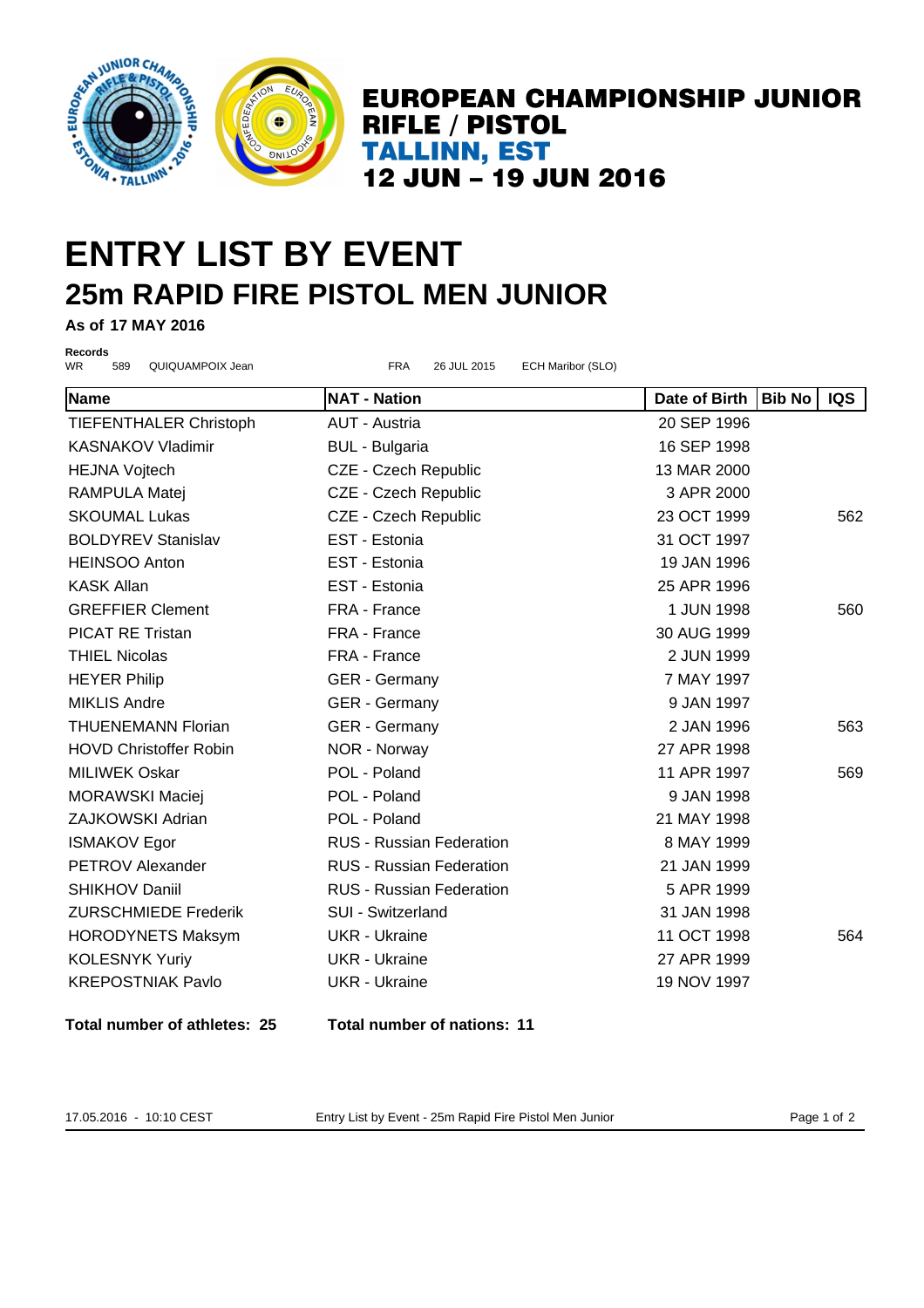**EUROPEAN CHAMPIONSHIP JUNIOR RIFLE / PISTOL**
**TALLINN, EST**
**12 JUN – 19 JUN 2016**

# ENTRY LIST BY EVENT

## 25m RAPID FIRE PISTOL MEN JUNIOR

**As of 17 MAY 2016**

**Records**

| | | | | | |
|---|---|---|---|---|---|
| WR | 589 | QUIQUAMPOIX Jean | FRA | 26 JUL 2015 | ECH Maribor (SLO) |

| Name | NAT - Nation | Date of Birth | Bib No | IQS |
|---|---|---|---|---|
| TIEFENTHALER Christoph | AUT - Austria | 20 SEP 1996 | | |
| KASNAKOV Vladimir | BUL - Bulgaria | 16 SEP 1998 | | |
| HEJNA Vojtech | CZE - Czech Republic | 13 MAR 2000 | | |
| RAMPULA Matej | CZE - Czech Republic | 3 APR 2000 | | |
| SKOUMAL Lukas | CZE - Czech Republic | 23 OCT 1999 | | 562 |
| BOLDYREV Stanislav | EST - Estonia | 31 OCT 1997 | | |
| HEINSOO Anton | EST - Estonia | 19 JAN 1996 | | |
| KASK Allan | EST - Estonia | 25 APR 1996 | | |
| GREFFIER Clement | FRA - France | 1 JUN 1998 | | 560 |
| PICAT RE Tristan | FRA - France | 30 AUG 1999 | | |
| THIEL Nicolas | FRA - France | 2 JUN 1999 | | |
| HEYER Philip | GER - Germany | 7 MAY 1997 | | |
| MIKLIS Andre | GER - Germany | 9 JAN 1997 | | |
| THUENEMANN Florian | GER - Germany | 2 JAN 1996 | | 563 |
| HOVD Christoffer Robin | NOR - Norway | 27 APR 1998 | | |
| MILIWEK Oskar | POL - Poland | 11 APR 1997 | | 569 |
| MORAWSKI Maciej | POL - Poland | 9 JAN 1998 | | |
| ZAJKOWSKI Adrian | POL - Poland | 21 MAY 1998 | | |
| ISMAKOV Egor | RUS - Russian Federation | 8 MAY 1999 | | |
| PETROV Alexander | RUS - Russian Federation | 21 JAN 1999 | | |
| SHIKHOV Daniil | RUS - Russian Federation | 5 APR 1999 | | |
| ZURSCHMIEDE Frederik | SUI - Switzerland | 31 JAN 1998 | | |
| HORODYNETS Maksym | UKR - Ukraine | 11 OCT 1998 | | 564 |
| KOLESNYK Yuriy | UKR - Ukraine | 27 APR 1999 | | |
| KREPOSTNIAK Pavlo | UKR - Ukraine | 19 NOV 1997 | | |

**Total number of athletes: 25** **Total number of nations: 11**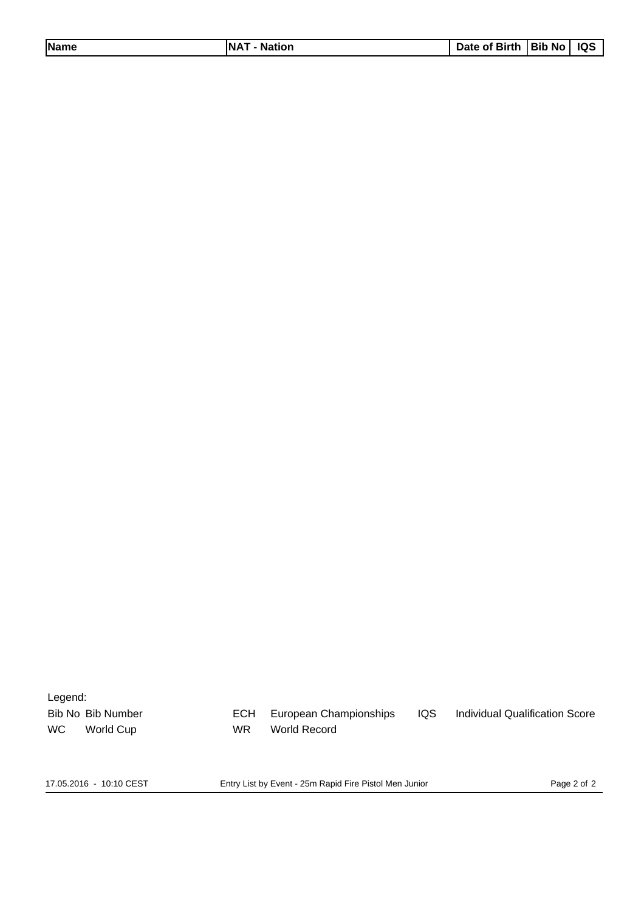| Name | NAT - Nation | Date of Birth | Bib No | IQS |
| --- | --- | --- | --- | --- |

Legend:

| | | | | | |
| --- | --- | --- | --- | --- | --- |
| Bib No | Bib Number | ECH | European Championships | IQS | Individual Qualification Score |
| WC | World Cup | WR | World Record | | |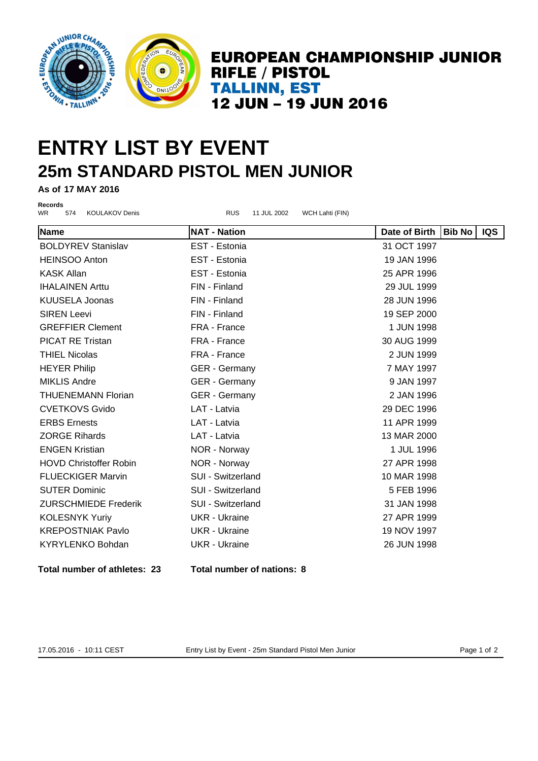**EUROPEAN CHAMPIONSHIP JUNIOR**
**RIFLE / PISTOL**
**TALLINN, EST**
**12 JUN – 19 JUN 2016**

# ENTRY LIST BY EVENT
## 25m STANDARD PISTOL MEN JUNIOR

**As of 17 MAY 2016**

**Records**

WR 574 KOULAKOV Denis RUS 11 JUL 2002 WCH Lahti (FIN)

| Name | NAT - Nation | Date of Birth | Bib No | IQS |
|---|---|---|---|---|
| BOLDYREV Stanislav | EST - Estonia | 31 OCT 1997 | | |
| HEINSOO Anton | EST - Estonia | 19 JAN 1996 | | |
| KASK Allan | EST - Estonia | 25 APR 1996 | | |
| IHALAINEN Arttu | FIN - Finland | 29 JUL 1999 | | |
| KUUSELA Joonas | FIN - Finland | 28 JUN 1996 | | |
| SIREN Leevi | FIN - Finland | 19 SEP 2000 | | |
| GREFFIER Clement | FRA - France | 1 JUN 1998 | | |
| PICAT RE Tristan | FRA - France | 30 AUG 1999 | | |
| THIEL Nicolas | FRA - France | 2 JUN 1999 | | |
| HEYER Philip | GER - Germany | 7 MAY 1997 | | |
| MIKLIS Andre | GER - Germany | 9 JAN 1997 | | |
| THUENEMANN Florian | GER - Germany | 2 JAN 1996 | | |
| CVETKOVS Gvido | LAT - Latvia | 29 DEC 1996 | | |
| ERBS Ernests | LAT - Latvia | 11 APR 1999 | | |
| ZORGE Rihards | LAT - Latvia | 13 MAR 2000 | | |
| ENGEN Kristian | NOR - Norway | 1 JUL 1996 | | |
| HOVD Christoffer Robin | NOR - Norway | 27 APR 1998 | | |
| FLUECKIGER Marvin | SUI - Switzerland | 10 MAR 1998 | | |
| SUTER Dominic | SUI - Switzerland | 5 FEB 1996 | | |
| ZURSCHMIEDE Frederik | SUI - Switzerland | 31 JAN 1998 | | |
| KOLESNYK Yuriy | UKR - Ukraine | 27 APR 1999 | | |
| KREPOSTNIAK Pavlo | UKR - Ukraine | 19 NOV 1997 | | |
| KYRYLENKO Bohdan | UKR - Ukraine | 26 JUN 1998 | | |

**Total number of athletes: 23** **Total number of nations: 8**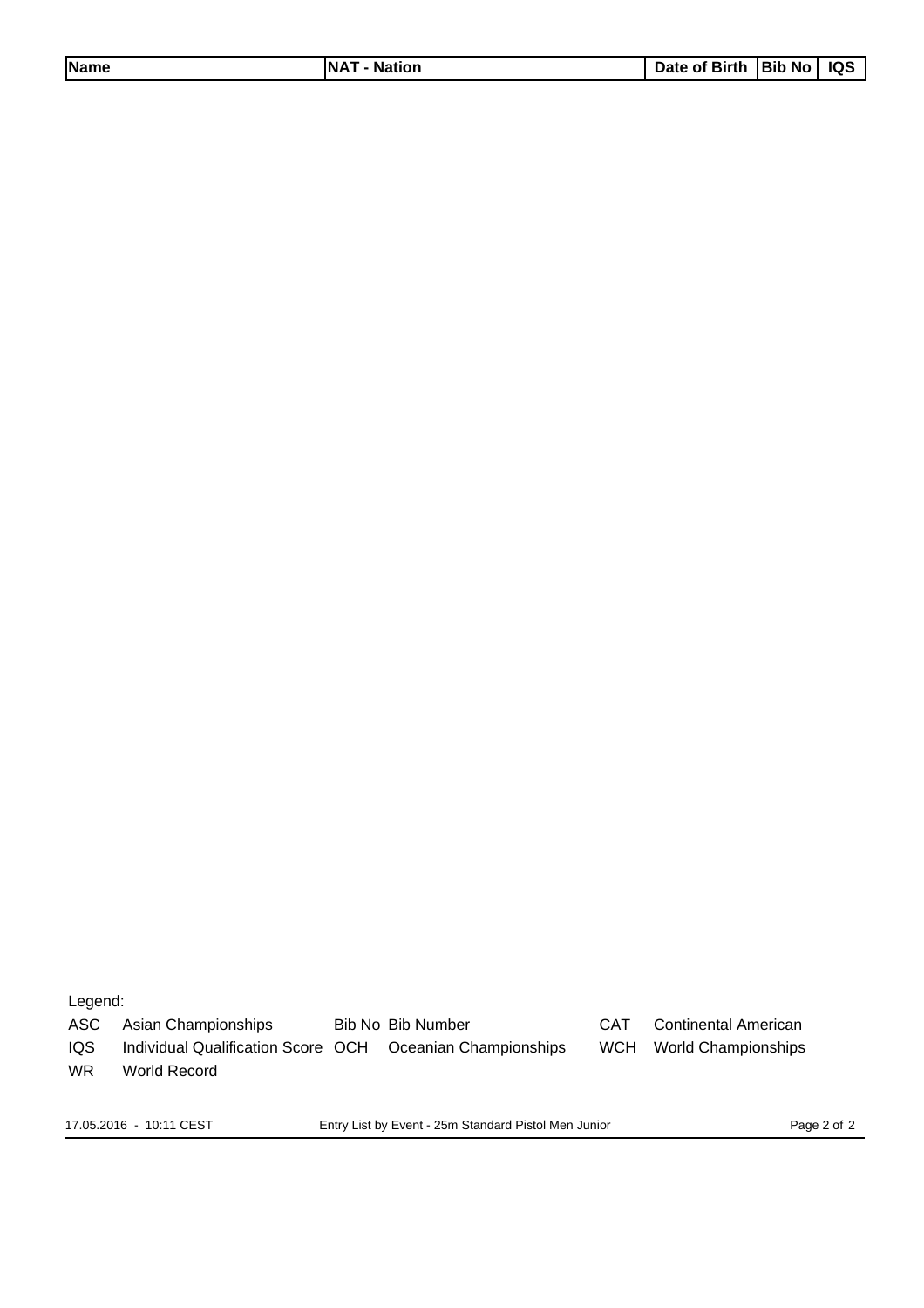| Name | NAT - Nation | Date of Birth | Bib No | IQS |
| --- | --- | --- | --- | --- |

Legend:

| | | | | | |
| --- | --- | --- | --- | --- | --- |
| ASC | Asian Championships | Bib No | Bib Number | CAT | Continental American |
| IQS | Individual Qualification Score | OCH | Oceanian Championships | WCH | World Championships |
| WR | World Record | | | | |

17.05.2016 - 10:11 CEST

Entry List by Event - 25m Standard Pistol Men Junior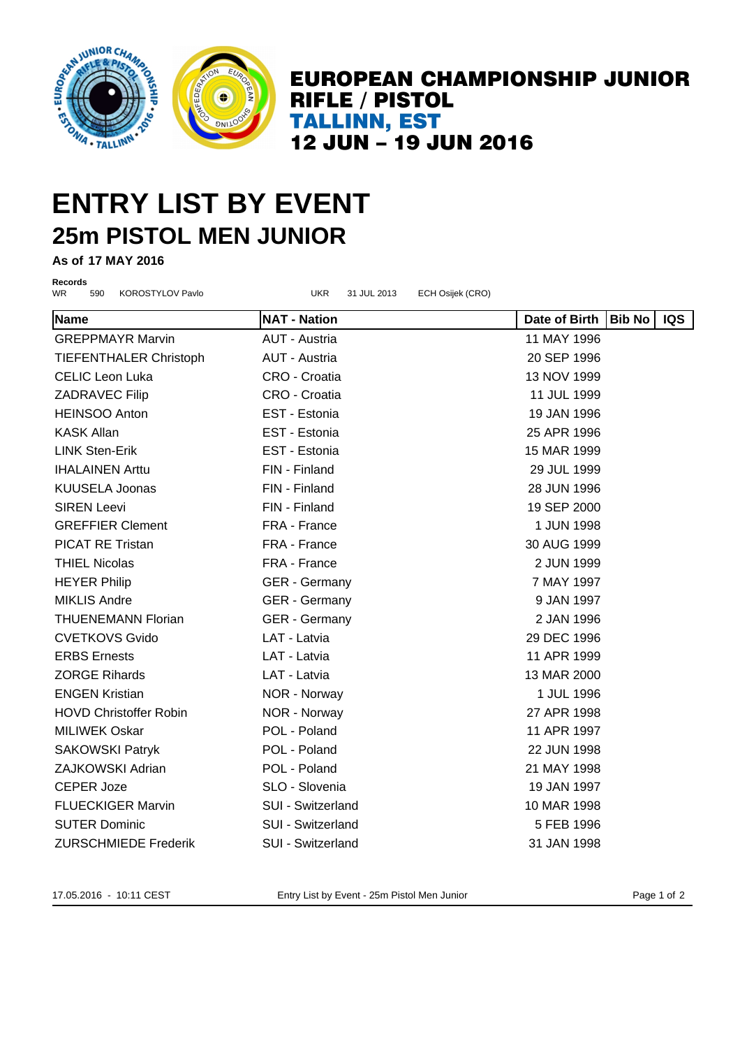# EUROPEAN CHAMPIONSHIP JUNIOR RIFLE / PISTOL
# TALLINN, EST
# 12 JUN – 19 JUN 2016

# ENTRY LIST BY EVENT
## 25m PISTOL MEN JUNIOR

**As of 17 MAY 2016**

**Records**

| | | | | | |
|---|---|---|---|---|---|
| WR | 590 | KOROSTYLOV Pavlo | UKR | 31 JUL 2013 | ECH Osijek (CRO) |

| Name | NAT - Nation | Date of Birth | Bib No | IQS |
|---|---|---|---|---|
| GREPPMAYR Marvin | AUT - Austria | 11 MAY 1996 | | |
| TIEFENTHALER Christoph | AUT - Austria | 20 SEP 1996 | | |
| CELIC Leon Luka | CRO - Croatia | 13 NOV 1999 | | |
| ZADRAVEC Filip | CRO - Croatia | 11 JUL 1999 | | |
| HEINSOO Anton | EST - Estonia | 19 JAN 1996 | | |
| KASK Allan | EST - Estonia | 25 APR 1996 | | |
| LINK Sten-Erik | EST - Estonia | 15 MAR 1999 | | |
| IHALAINEN Arttu | FIN - Finland | 29 JUL 1999 | | |
| KUUSELA Joonas | FIN - Finland | 28 JUN 1996 | | |
| SIREN Leevi | FIN - Finland | 19 SEP 2000 | | |
| GREFFIER Clement | FRA - France | 1 JUN 1998 | | |
| PICAT RE Tristan | FRA - France | 30 AUG 1999 | | |
| THIEL Nicolas | FRA - France | 2 JUN 1999 | | |
| HEYER Philip | GER - Germany | 7 MAY 1997 | | |
| MIKLIS Andre | GER - Germany | 9 JAN 1997 | | |
| THUENEMANN Florian | GER - Germany | 2 JAN 1996 | | |
| CVETKOVS Gvido | LAT - Latvia | 29 DEC 1996 | | |
| ERBS Ernests | LAT - Latvia | 11 APR 1999 | | |
| ZORGE Rihards | LAT - Latvia | 13 MAR 2000 | | |
| ENGEN Kristian | NOR - Norway | 1 JUL 1996 | | |
| HOVD Christoffer Robin | NOR - Norway | 27 APR 1998 | | |
| MILIWEK Oskar | POL - Poland | 11 APR 1997 | | |
| SAKOWSKI Patryk | POL - Poland | 22 JUN 1998 | | |
| ZAJKOWSKI Adrian | POL - Poland | 21 MAY 1998 | | |
| CEPER Joze | SLO - Slovenia | 19 JAN 1997 | | |
| FLUECKIGER Marvin | SUI - Switzerland | 10 MAR 1998 | | |
| SUTER Dominic | SUI - Switzerland | 5 FEB 1996 | | |
| ZURSCHMIEDE Frederik | SUI - Switzerland | 31 JAN 1998 | | |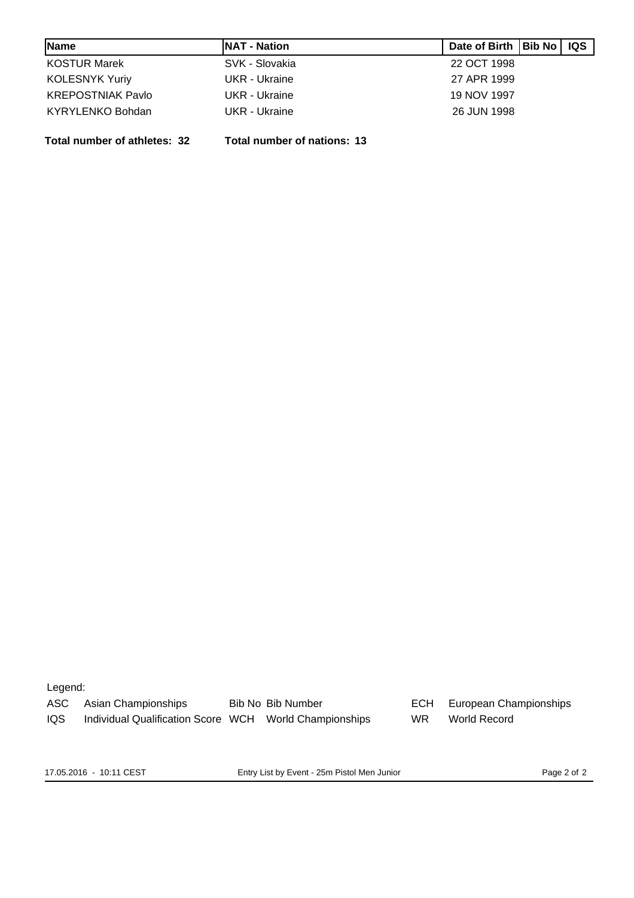| Name | NAT - Nation | Date of Birth | Bib No | IQS |
| --- | --- | --- | --- | --- |
| KOSTUR Marek | SVK - Slovakia | 22 OCT 1998 | | |
| KOLESNYK Yuriy | UKR - Ukraine | 27 APR 1999 | | |
| KREPOSTNIAK Pavlo | UKR - Ukraine | 19 NOV 1997 | | |
| KYRYLENKO Bohdan | UKR - Ukraine | 26 JUN 1998 | | |

**Total number of athletes: 32** **Total number of nations: 13**

Legend:

| | | | | | |
| --- | --- | --- | --- | --- | --- |
| ASC | Asian Championships | Bib No | Bib Number | ECH | European Championships |
| IQS | Individual Qualification Score | WCH | World Championships | WR | World Record |

17.05.2016 - 10:11 CEST Entry List by Event - 25m Pistol Men Junior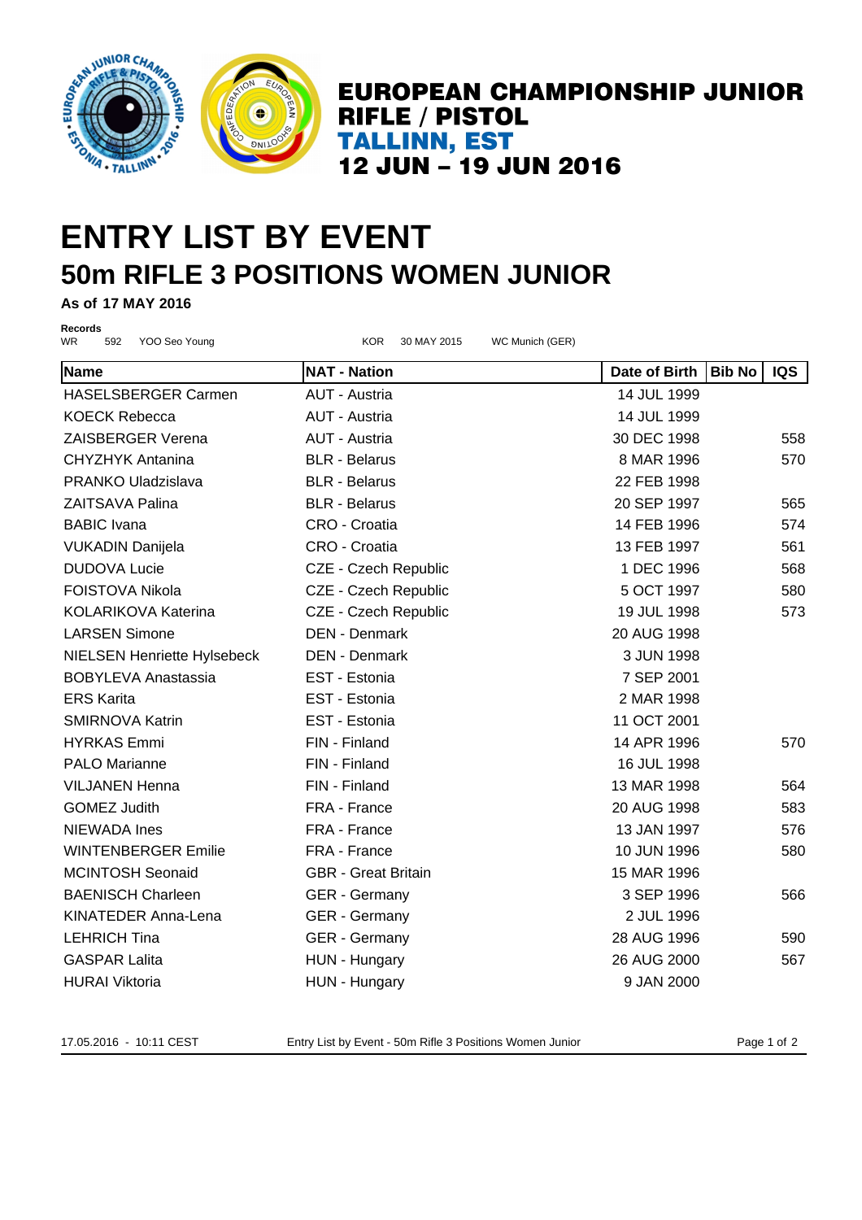# EUROPEAN CHAMPIONSHIP JUNIOR RIFLE / PISTOL
## TALLINN, EST
## 12 JUN – 19 JUN 2016

# ENTRY LIST BY EVENT
## 50m RIFLE 3 POSITIONS WOMEN JUNIOR

**As of 17 MAY 2016**

**Records**

WR 592 YOO Seo Young KOR 30 MAY 2015 WC Munich (GER)

| Name | NAT - Nation | Date of Birth | Bib No | IQS |
|---|---|---|---|---|
| HASELSBERGER Carmen | AUT - Austria | 14 JUL 1999 | | |
| KOECK Rebecca | AUT - Austria | 14 JUL 1999 | | |
| ZAISBERGER Verena | AUT - Austria | 30 DEC 1998 | | 558 |
| CHYZHYK Antanina | BLR - Belarus | 8 MAR 1996 | | 570 |
| PRANKO Uladzislava | BLR - Belarus | 22 FEB 1998 | | |
| ZAITSAVA Palina | BLR - Belarus | 20 SEP 1997 | | 565 |
| BABIC Ivana | CRO - Croatia | 14 FEB 1996 | | 574 |
| VUKADIN Danijela | CRO - Croatia | 13 FEB 1997 | | 561 |
| DUDOVA Lucie | CZE - Czech Republic | 1 DEC 1996 | | 568 |
| FOISTOVA Nikola | CZE - Czech Republic | 5 OCT 1997 | | 580 |
| KOLARIKOVA Katerina | CZE - Czech Republic | 19 JUL 1998 | | 573 |
| LARSEN Simone | DEN - Denmark | 20 AUG 1998 | | |
| NIELSEN Henriette Hylsebeck | DEN - Denmark | 3 JUN 1998 | | |
| BOBYLEVA Anastassia | EST - Estonia | 7 SEP 2001 | | |
| ERS Karita | EST - Estonia | 2 MAR 1998 | | |
| SMIRNOVA Katrin | EST - Estonia | 11 OCT 2001 | | |
| HYRKAS Emmi | FIN - Finland | 14 APR 1996 | | 570 |
| PALO Marianne | FIN - Finland | 16 JUL 1998 | | |
| VILJANEN Henna | FIN - Finland | 13 MAR 1998 | | 564 |
| GOMEZ Judith | FRA - France | 20 AUG 1998 | | 583 |
| NIEWADA Ines | FRA - France | 13 JAN 1997 | | 576 |
| WINTENBERGER Emilie | FRA - France | 10 JUN 1996 | | 580 |
| MCINTOSH Seonaid | GBR - Great Britain | 15 MAR 1996 | | |
| BAENISCH Charleen | GER - Germany | 3 SEP 1996 | | 566 |
| KINATEDER Anna-Lena | GER - Germany | 2 JUL 1996 | | |
| LEHRICH Tina | GER - Germany | 28 AUG 1996 | | 590 |
| GASPAR Lalita | HUN - Hungary | 26 AUG 2000 | | 567 |
| HURAI Viktoria | HUN - Hungary | 9 JAN 2000 | | |

17.05.2016 - 10:11 CEST Entry List by Event - 50m Rifle 3 Positions Women Junior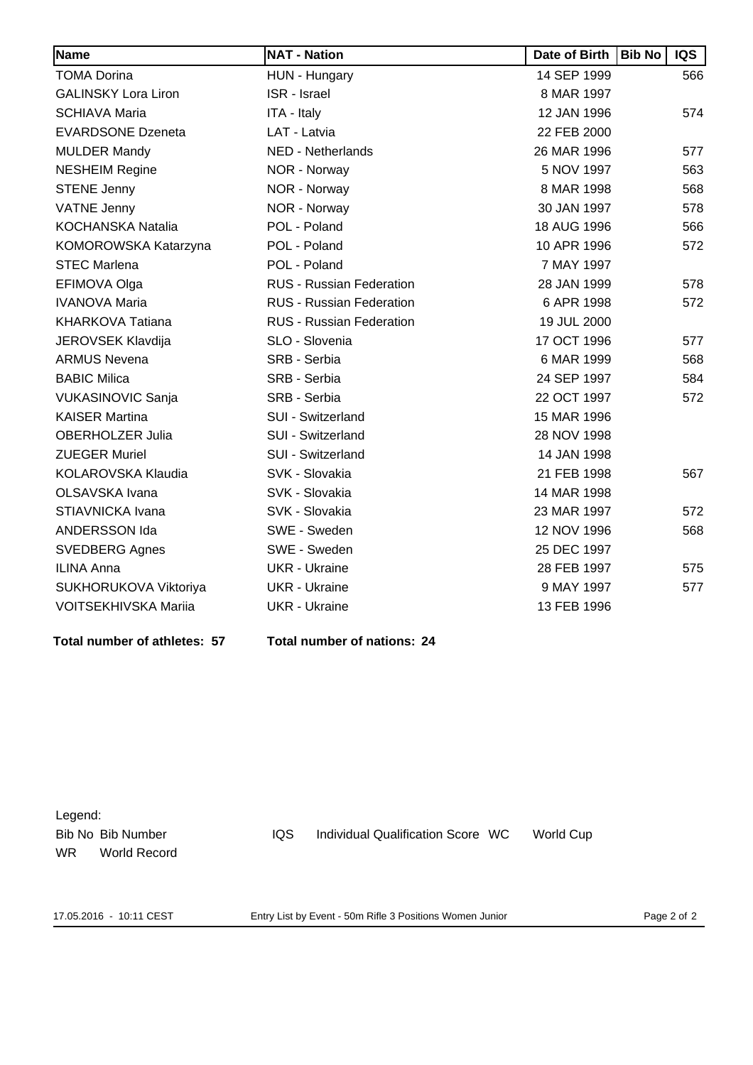| Name | NAT - Nation | Date of Birth | Bib No | IQS |
|---|---|---|---|---|
| TOMA Dorina | HUN - Hungary | 14 SEP 1999 | | 566 |
| GALINSKY Lora Liron | ISR - Israel | 8 MAR 1997 | | |
| SCHIAVA Maria | ITA - Italy | 12 JAN 1996 | | 574 |
| EVARDSONE Dzeneta | LAT - Latvia | 22 FEB 2000 | | |
| MULDER Mandy | NED - Netherlands | 26 MAR 1996 | | 577 |
| NESHEIM Regine | NOR - Norway | 5 NOV 1997 | | 563 |
| STENE Jenny | NOR - Norway | 8 MAR 1998 | | 568 |
| VATNE Jenny | NOR - Norway | 30 JAN 1997 | | 578 |
| KOCHANSKA Natalia | POL - Poland | 18 AUG 1996 | | 566 |
| KOMOROWSKA Katarzyna | POL - Poland | 10 APR 1996 | | 572 |
| STEC Marlena | POL - Poland | 7 MAY 1997 | | |
| EFIMOVA Olga | RUS - Russian Federation | 28 JAN 1999 | | 578 |
| IVANOVA Maria | RUS - Russian Federation | 6 APR 1998 | | 572 |
| KHARKOVA Tatiana | RUS - Russian Federation | 19 JUL 2000 | | |
| JEROVSEK Klavdija | SLO - Slovenia | 17 OCT 1996 | | 577 |
| ARMUS Nevena | SRB - Serbia | 6 MAR 1999 | | 568 |
| BABIC Milica | SRB - Serbia | 24 SEP 1997 | | 584 |
| VUKASINOVIC Sanja | SRB - Serbia | 22 OCT 1997 | | 572 |
| KAISER Martina | SUI - Switzerland | 15 MAR 1996 | | |
| OBERHOLZER Julia | SUI - Switzerland | 28 NOV 1998 | | |
| ZUEGER Muriel | SUI - Switzerland | 14 JAN 1998 | | |
| KOLAROVSKA Klaudia | SVK - Slovakia | 21 FEB 1998 | | 567 |
| OLSAVSKA Ivana | SVK - Slovakia | 14 MAR 1998 | | |
| STIAVNICKA Ivana | SVK - Slovakia | 23 MAR 1997 | | 572 |
| ANDERSSON Ida | SWE - Sweden | 12 NOV 1996 | | 568 |
| SVEDBERG Agnes | SWE - Sweden | 25 DEC 1997 | | |
| ILINA Anna | UKR - Ukraine | 28 FEB 1997 | | 575 |
| SUKHORUKOVA Viktoriya | UKR - Ukraine | 9 MAY 1997 | | 577 |
| VOITSEKHIVSKA Mariia | UKR - Ukraine | 13 FEB 1996 | | |

**Total number of athletes: 57** **Total number of nations: 24**

Legend:
Bib No Bib Number IQS Individual Qualification Score WC World Cup
WR World Record

17.05.2016 - 10:11 CEST Entry List by Event - 50m Rifle 3 Positions Women Junior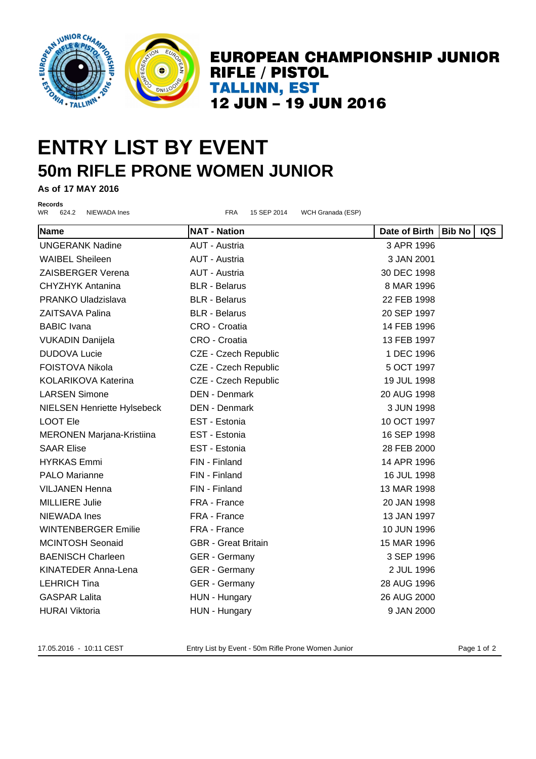# EUROPEAN CHAMPIONSHIP JUNIOR RIFLE / PISTOL

## TALLINN, EST

## 12 JUN – 19 JUN 2016

# ENTRY LIST BY EVENT

## 50m RIFLE PRONE WOMEN JUNIOR

**As of 17 MAY 2016**

**Records**

WR 624.2 NIEWADA Ines FRA 15 SEP 2014 WCH Granada (ESP)

| Name | NAT - Nation | Date of Birth | Bib No | IQS |
|---|---|---|---|---|
| UNGERANK Nadine | AUT - Austria | 3 APR 1996 | | |
| WAIBEL Sheileen | AUT - Austria | 3 JAN 2001 | | |
| ZAISBERGER Verena | AUT - Austria | 30 DEC 1998 | | |
| CHYZHYK Antanina | BLR - Belarus | 8 MAR 1996 | | |
| PRANKO Uladzislava | BLR - Belarus | 22 FEB 1998 | | |
| ZAITSAVA Palina | BLR - Belarus | 20 SEP 1997 | | |
| BABIC Ivana | CRO - Croatia | 14 FEB 1996 | | |
| VUKADIN Danijela | CRO - Croatia | 13 FEB 1997 | | |
| DUDOVA Lucie | CZE - Czech Republic | 1 DEC 1996 | | |
| FOISTOVA Nikola | CZE - Czech Republic | 5 OCT 1997 | | |
| KOLARIKOVA Katerina | CZE - Czech Republic | 19 JUL 1998 | | |
| LARSEN Simone | DEN - Denmark | 20 AUG 1998 | | |
| NIELSEN Henriette Hylsebeck | DEN - Denmark | 3 JUN 1998 | | |
| LOOT Ele | EST - Estonia | 10 OCT 1997 | | |
| MERONEN Marjana-Kristiina | EST - Estonia | 16 SEP 1998 | | |
| SAAR Elise | EST - Estonia | 28 FEB 2000 | | |
| HYRKAS Emmi | FIN - Finland | 14 APR 1996 | | |
| PALO Marianne | FIN - Finland | 16 JUL 1998 | | |
| VILJANEN Henna | FIN - Finland | 13 MAR 1998 | | |
| MILLIERE Julie | FRA - France | 20 JAN 1998 | | |
| NIEWADA Ines | FRA - France | 13 JAN 1997 | | |
| WINTENBERGER Emilie | FRA - France | 10 JUN 1996 | | |
| MCINTOSH Seonaid | GBR - Great Britain | 15 MAR 1996 | | |
| BAENISCH Charleen | GER - Germany | 3 SEP 1996 | | |
| KINATEDER Anna-Lena | GER - Germany | 2 JUL 1996 | | |
| LEHRICH Tina | GER - Germany | 28 AUG 1996 | | |
| GASPAR Lalita | HUN - Hungary | 26 AUG 2000 | | |
| HURAI Viktoria | HUN - Hungary | 9 JAN 2000 | | |

17.05.2016 - 10:11 CEST    Entry List by Event - 50m Rifle Prone Women Junior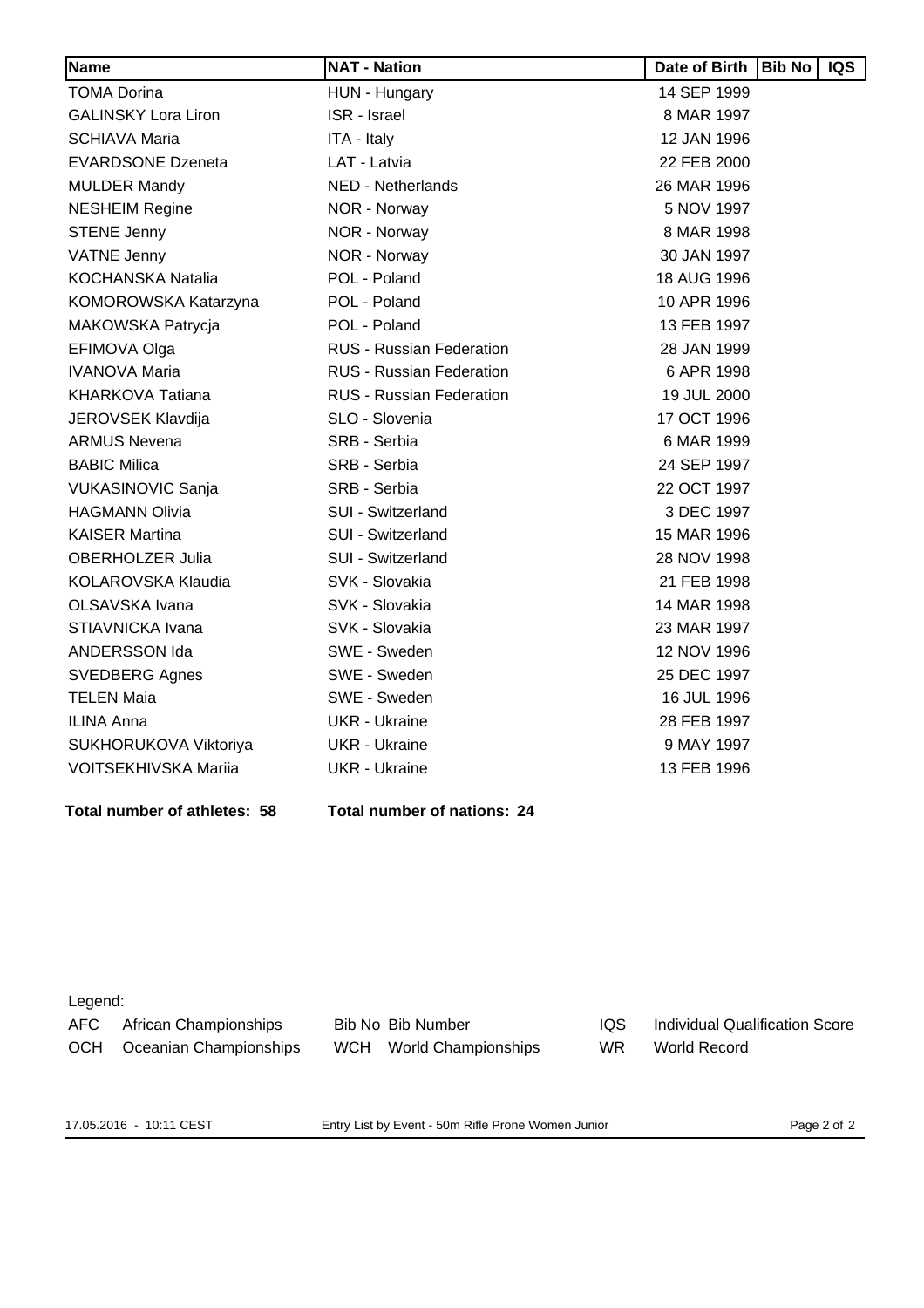| Name | NAT - Nation | Date of Birth | Bib No | IQS |
|---|---|---|---|---|
| TOMA Dorina | HUN - Hungary | 14 SEP 1999 | | |
| GALINSKY Lora Liron | ISR - Israel | 8 MAR 1997 | | |
| SCHIAVA Maria | ITA - Italy | 12 JAN 1996 | | |
| EVARDSONE Dzeneta | LAT - Latvia | 22 FEB 2000 | | |
| MULDER Mandy | NED - Netherlands | 26 MAR 1996 | | |
| NESHEIM Regine | NOR - Norway | 5 NOV 1997 | | |
| STENE Jenny | NOR - Norway | 8 MAR 1998 | | |
| VATNE Jenny | NOR - Norway | 30 JAN 1997 | | |
| KOCHANSKA Natalia | POL - Poland | 18 AUG 1996 | | |
| KOMOROWSKA Katarzyna | POL - Poland | 10 APR 1996 | | |
| MAKOWSKA Patrycja | POL - Poland | 13 FEB 1997 | | |
| EFIMOVA Olga | RUS - Russian Federation | 28 JAN 1999 | | |
| IVANOVA Maria | RUS - Russian Federation | 6 APR 1998 | | |
| KHARKOVA Tatiana | RUS - Russian Federation | 19 JUL 2000 | | |
| JEROVSEK Klavdija | SLO - Slovenia | 17 OCT 1996 | | |
| ARMUS Nevena | SRB - Serbia | 6 MAR 1999 | | |
| BABIC Milica | SRB - Serbia | 24 SEP 1997 | | |
| VUKASINOVIC Sanja | SRB - Serbia | 22 OCT 1997 | | |
| HAGMANN Olivia | SUI - Switzerland | 3 DEC 1997 | | |
| KAISER Martina | SUI - Switzerland | 15 MAR 1996 | | |
| OBERHOLZER Julia | SUI - Switzerland | 28 NOV 1998 | | |
| KOLAROVSKA Klaudia | SVK - Slovakia | 21 FEB 1998 | | |
| OLSAVSKA Ivana | SVK - Slovakia | 14 MAR 1998 | | |
| STIAVNICKA Ivana | SVK - Slovakia | 23 MAR 1997 | | |
| ANDERSSON Ida | SWE - Sweden | 12 NOV 1996 | | |
| SVEDBERG Agnes | SWE - Sweden | 25 DEC 1997 | | |
| TELEN Maia | SWE - Sweden | 16 JUL 1996 | | |
| ILINA Anna | UKR - Ukraine | 28 FEB 1997 | | |
| SUKHORUKOVA Viktoriya | UKR - Ukraine | 9 MAY 1997 | | |
| VOITSEKHIVSKA Mariia | UKR - Ukraine | 13 FEB 1996 | | |

**Total number of athletes: 58** **Total number of nations: 24**

Legend:

| | | | | | |
|---|---|---|---|---|---|
| AFC | African Championships | Bib No | Bib Number | IQS | Individual Qualification Score |
| OCH | Oceanian Championships | WCH | World Championships | WR | World Record |

17.05.2016 - 10:11 CEST Entry List by Event - 50m Rifle Prone Women Junior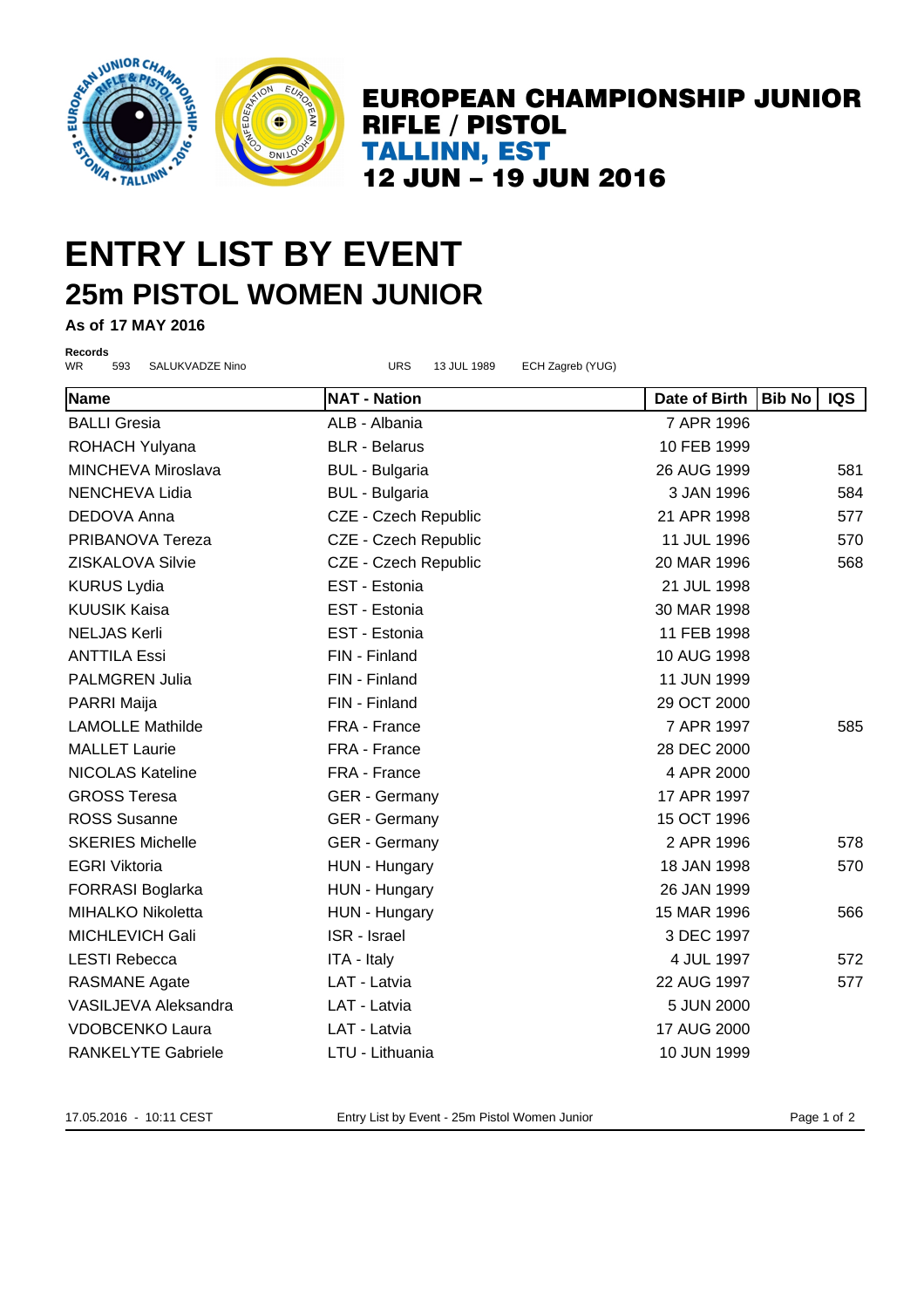**EUROPEAN CHAMPIONSHIP JUNIOR RIFLE / PISTOL**
**TALLINN, EST**
**12 JUN – 19 JUN 2016**

# ENTRY LIST BY EVENT
## 25m PISTOL WOMEN JUNIOR

**As of 17 MAY 2016**

**Records**
WR 593 SALUKVADZE Nino URS 13 JUL 1989 ECH Zagreb (YUG)

| Name | NAT - Nation | Date of Birth | Bib No | IQS |
|---|---|---|---|---|
| BALLI Gresia | ALB - Albania | 7 APR 1996 | | |
| ROHACH Yulyana | BLR - Belarus | 10 FEB 1999 | | |
| MINCHEVA Miroslava | BUL - Bulgaria | 26 AUG 1999 | | 581 |
| NENCHEVA Lidia | BUL - Bulgaria | 3 JAN 1996 | | 584 |
| DEDOVA Anna | CZE - Czech Republic | 21 APR 1998 | | 577 |
| PRIBANOVA Tereza | CZE - Czech Republic | 11 JUL 1996 | | 570 |
| ZISKALOVA Silvie | CZE - Czech Republic | 20 MAR 1996 | | 568 |
| KURUS Lydia | EST - Estonia | 21 JUL 1998 | | |
| KUUSIK Kaisa | EST - Estonia | 30 MAR 1998 | | |
| NELJAS Kerli | EST - Estonia | 11 FEB 1998 | | |
| ANTTILA Essi | FIN - Finland | 10 AUG 1998 | | |
| PALMGREN Julia | FIN - Finland | 11 JUN 1999 | | |
| PARRI Maija | FIN - Finland | 29 OCT 2000 | | |
| LAMOLLE Mathilde | FRA - France | 7 APR 1997 | | 585 |
| MALLET Laurie | FRA - France | 28 DEC 2000 | | |
| NICOLAS Kateline | FRA - France | 4 APR 2000 | | |
| GROSS Teresa | GER - Germany | 17 APR 1997 | | |
| ROSS Susanne | GER - Germany | 15 OCT 1996 | | |
| SKERIES Michelle | GER - Germany | 2 APR 1996 | | 578 |
| EGRI Viktoria | HUN - Hungary | 18 JAN 1998 | | 570 |
| FORRASI Boglarka | HUN - Hungary | 26 JAN 1999 | | |
| MIHALKO Nikoletta | HUN - Hungary | 15 MAR 1996 | | 566 |
| MICHLEVICH Gali | ISR - Israel | 3 DEC 1997 | | |
| LESTI Rebecca | ITA - Italy | 4 JUL 1997 | | 572 |
| RASMANE Agate | LAT - Latvia | 22 AUG 1997 | | 577 |
| VASILJEVA Aleksandra | LAT - Latvia | 5 JUN 2000 | | |
| VDOBCENKO Laura | LAT - Latvia | 17 AUG 2000 | | |
| RANKELYTE Gabriele | LTU - Lithuania | 10 JUN 1999 | | |

17.05.2016 - 10:11 CEST Entry List by Event - 25m Pistol Women Junior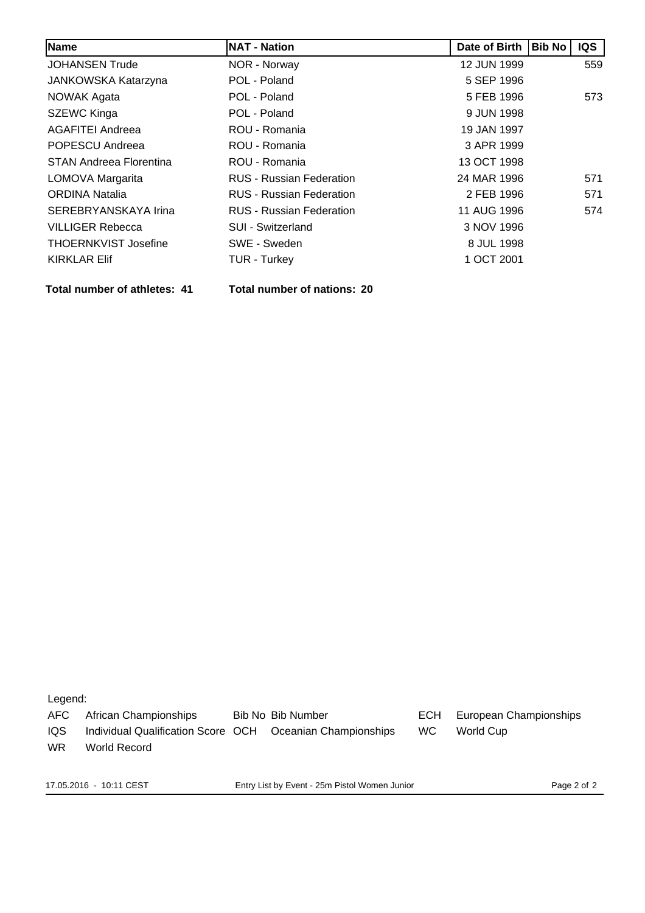| Name | NAT - Nation | Date of Birth | Bib No | IQS |
|---|---|---|---|---|
| JOHANSEN Trude | NOR - Norway | 12 JUN 1999 | | 559 |
| JANKOWSKA Katarzyna | POL - Poland | 5 SEP 1996 | | |
| NOWAK Agata | POL - Poland | 5 FEB 1996 | | 573 |
| SZEWC Kinga | POL - Poland | 9 JUN 1998 | | |
| AGAFITEI Andreea | ROU - Romania | 19 JAN 1997 | | |
| POPESCU Andreea | ROU - Romania | 3 APR 1999 | | |
| STAN Andreea Florentina | ROU - Romania | 13 OCT 1998 | | |
| LOMOVA Margarita | RUS - Russian Federation | 24 MAR 1996 | | 571 |
| ORDINA Natalia | RUS - Russian Federation | 2 FEB 1996 | | 571 |
| SEREBRYANSKAYA Irina | RUS - Russian Federation | 11 AUG 1996 | | 574 |
| VILLIGER Rebecca | SUI - Switzerland | 3 NOV 1996 | | |
| THOERNKVIST Josefine | SWE - Sweden | 8 JUL 1998 | | |
| KIRKLAR Elif | TUR - Turkey | 1 OCT 2001 | | |

**Total number of athletes: 41** **Total number of nations: 20**

Legend:

| | | | | | |
|---|---|---|---|---|---|
| AFC | African Championships | Bib No | Bib Number | ECH | European Championships |
| IQS | Individual Qualification Score | OCH | Oceanian Championships | WC | World Cup |
| WR | World Record | | | | |

17.05.2016 - 10:11 CEST Entry List by Event - 25m Pistol Women Junior